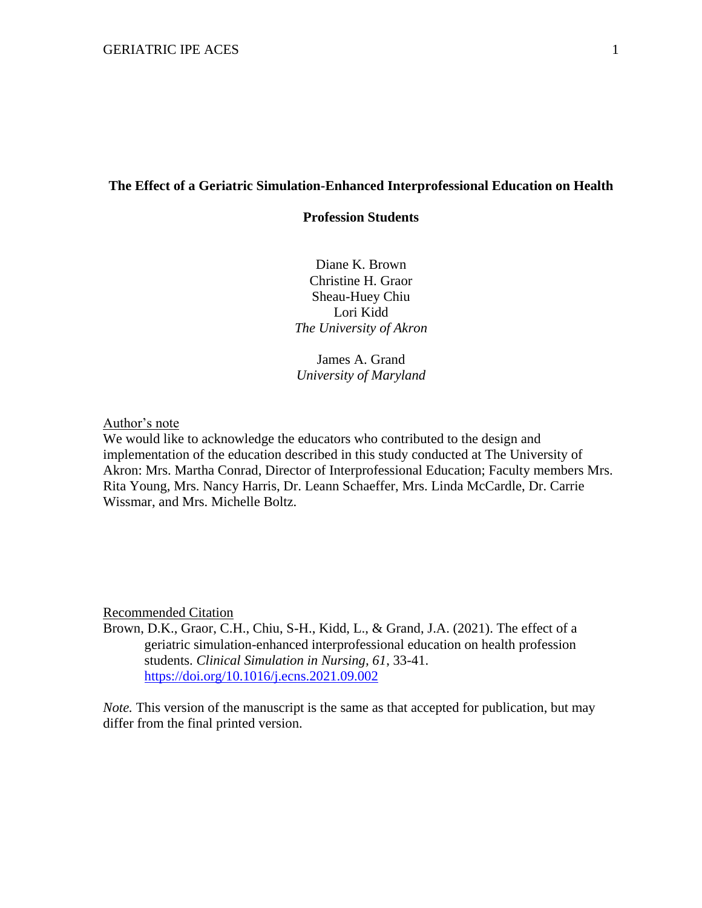# The Effect of a Geriatric Simulation-Enhanced Interprofessional Education on Health Profession Students

Diane K. Brown
Christine H. Graor
Sheau-Huey Chiu
Lori Kidd
*The University of Akron*

James A. Grand
*University of Maryland*

Author's note

We would like to acknowledge the educators who contributed to the design and implementation of the education described in this study conducted at The University of Akron: Mrs. Martha Conrad, Director of Interprofessional Education; Faculty members Mrs. Rita Young, Mrs. Nancy Harris, Dr. Leann Schaeffer, Mrs. Linda McCardle, Dr. Carrie Wissmar, and Mrs. Michelle Boltz.

Recommended Citation

Brown, D.K., Graor, C.H., Chiu, S-H., Kidd, L., & Grand, J.A. (2021). The effect of a geriatric simulation-enhanced interprofessional education on health profession students. *Clinical Simulation in Nursing, 61*, 33-41. https://doi.org/10.1016/j.ecns.2021.09.002

*Note.* This version of the manuscript is the same as that accepted for publication, but may differ from the final printed version.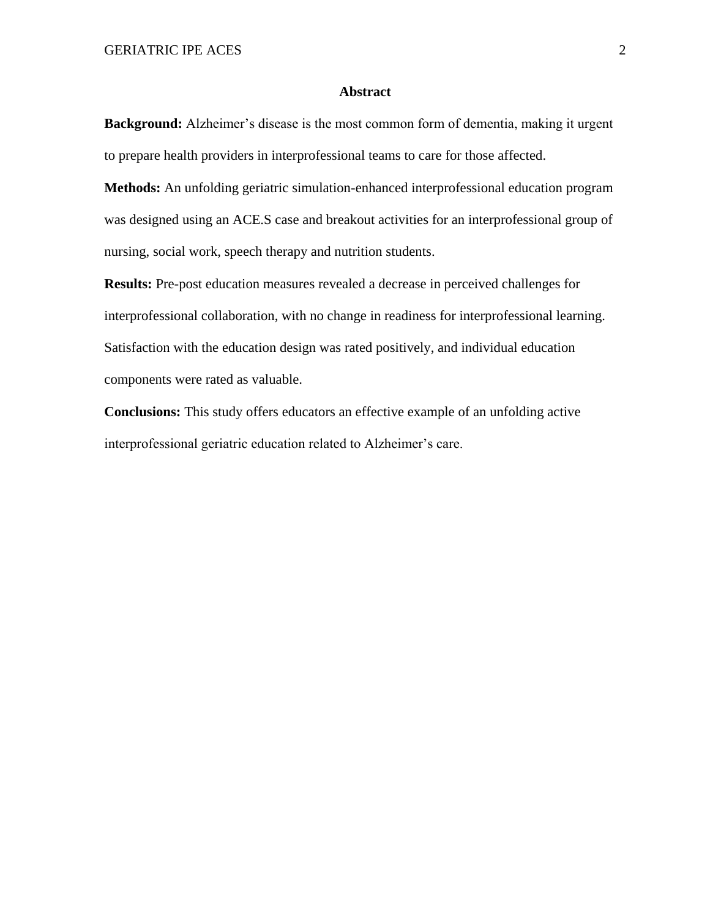## Abstract

**Background:** Alzheimer's disease is the most common form of dementia, making it urgent to prepare health providers in interprofessional teams to care for those affected.

**Methods:** An unfolding geriatric simulation-enhanced interprofessional education program was designed using an ACE.S case and breakout activities for an interprofessional group of nursing, social work, speech therapy and nutrition students.

**Results:** Pre-post education measures revealed a decrease in perceived challenges for interprofessional collaboration, with no change in readiness for interprofessional learning. Satisfaction with the education design was rated positively, and individual education components were rated as valuable.

**Conclusions:** This study offers educators an effective example of an unfolding active interprofessional geriatric education related to Alzheimer's care.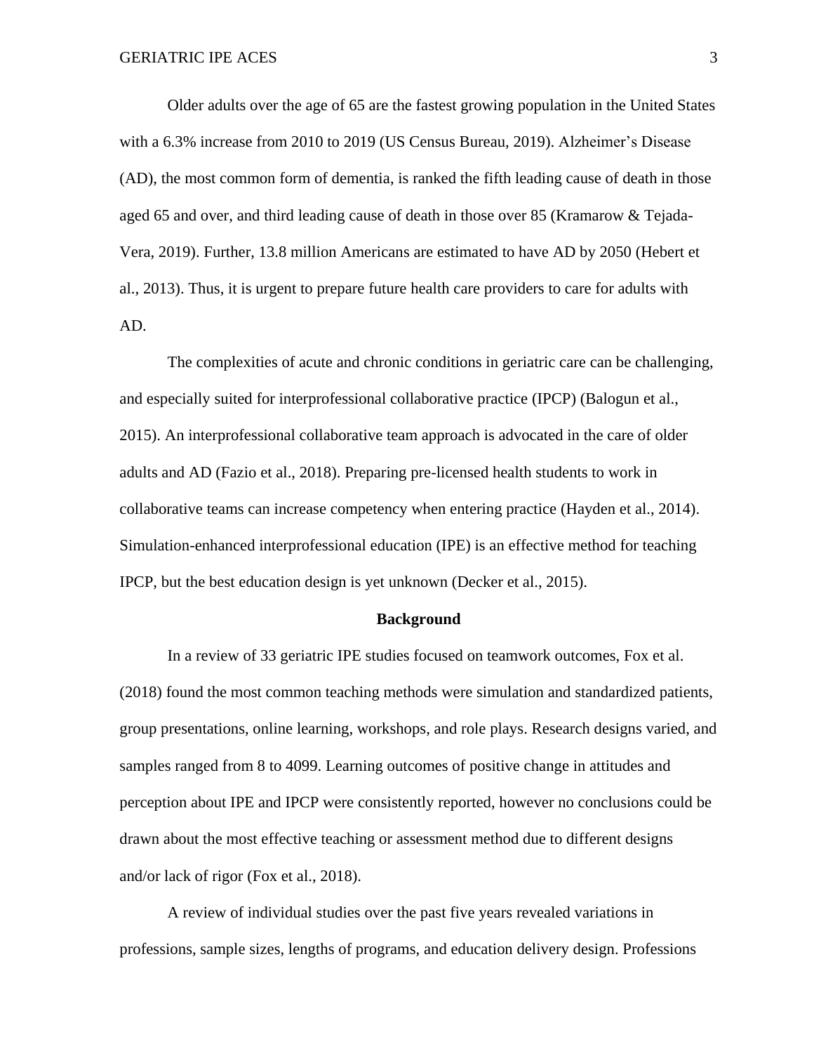Older adults over the age of 65 are the fastest growing population in the United States with a 6.3% increase from 2010 to 2019 (US Census Bureau, 2019). Alzheimer's Disease (AD), the most common form of dementia, is ranked the fifth leading cause of death in those aged 65 and over, and third leading cause of death in those over 85 (Kramarow & Tejada-Vera, 2019). Further, 13.8 million Americans are estimated to have AD by 2050 (Hebert et al., 2013). Thus, it is urgent to prepare future health care providers to care for adults with AD.

The complexities of acute and chronic conditions in geriatric care can be challenging, and especially suited for interprofessional collaborative practice (IPCP) (Balogun et al., 2015). An interprofessional collaborative team approach is advocated in the care of older adults and AD (Fazio et al., 2018). Preparing pre-licensed health students to work in collaborative teams can increase competency when entering practice (Hayden et al., 2014). Simulation-enhanced interprofessional education (IPE) is an effective method for teaching IPCP, but the best education design is yet unknown (Decker et al., 2015).

## Background

In a review of 33 geriatric IPE studies focused on teamwork outcomes, Fox et al. (2018) found the most common teaching methods were simulation and standardized patients, group presentations, online learning, workshops, and role plays. Research designs varied, and samples ranged from 8 to 4099. Learning outcomes of positive change in attitudes and perception about IPE and IPCP were consistently reported, however no conclusions could be drawn about the most effective teaching or assessment method due to different designs and/or lack of rigor (Fox et al., 2018).

A review of individual studies over the past five years revealed variations in professions, sample sizes, lengths of programs, and education delivery design. Professions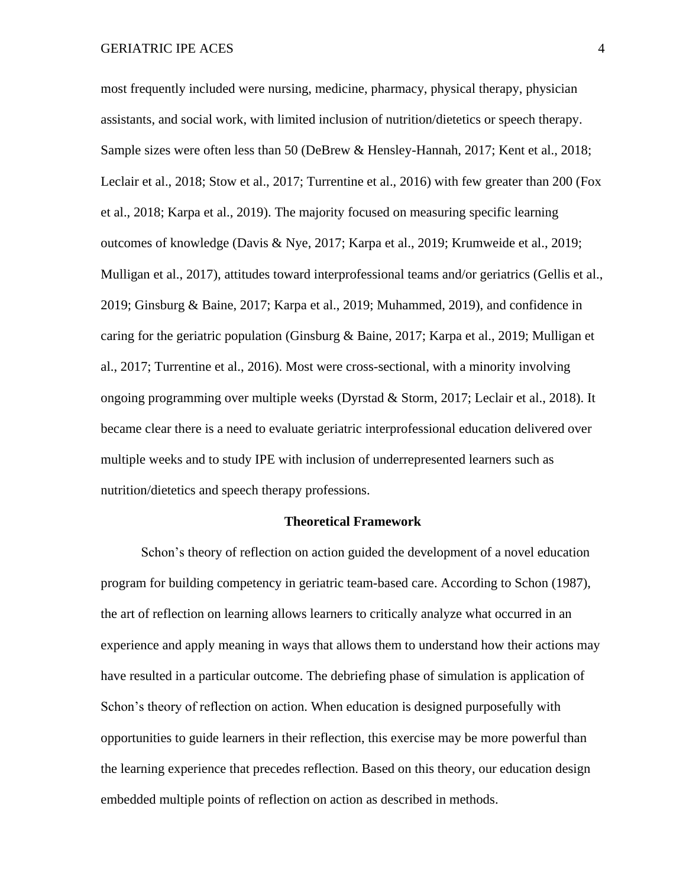most frequently included were nursing, medicine, pharmacy, physical therapy, physician assistants, and social work, with limited inclusion of nutrition/dietetics or speech therapy. Sample sizes were often less than 50 (DeBrew & Hensley-Hannah, 2017; Kent et al., 2018; Leclair et al., 2018; Stow et al., 2017; Turrentine et al., 2016) with few greater than 200 (Fox et al., 2018; Karpa et al., 2019). The majority focused on measuring specific learning outcomes of knowledge (Davis & Nye, 2017; Karpa et al., 2019; Krumweide et al., 2019; Mulligan et al., 2017), attitudes toward interprofessional teams and/or geriatrics (Gellis et al., 2019; Ginsburg & Baine, 2017; Karpa et al., 2019; Muhammed, 2019), and confidence in caring for the geriatric population (Ginsburg & Baine, 2017; Karpa et al., 2019; Mulligan et al., 2017; Turrentine et al., 2016). Most were cross-sectional, with a minority involving ongoing programming over multiple weeks (Dyrstad & Storm, 2017; Leclair et al., 2018). It became clear there is a need to evaluate geriatric interprofessional education delivered over multiple weeks and to study IPE with inclusion of underrepresented learners such as nutrition/dietetics and speech therapy professions.

## Theoretical Framework

Schon's theory of reflection on action guided the development of a novel education program for building competency in geriatric team-based care. According to Schon (1987), the art of reflection on learning allows learners to critically analyze what occurred in an experience and apply meaning in ways that allows them to understand how their actions may have resulted in a particular outcome. The debriefing phase of simulation is application of Schon's theory of reflection on action. When education is designed purposefully with opportunities to guide learners in their reflection, this exercise may be more powerful than the learning experience that precedes reflection. Based on this theory, our education design embedded multiple points of reflection on action as described in methods.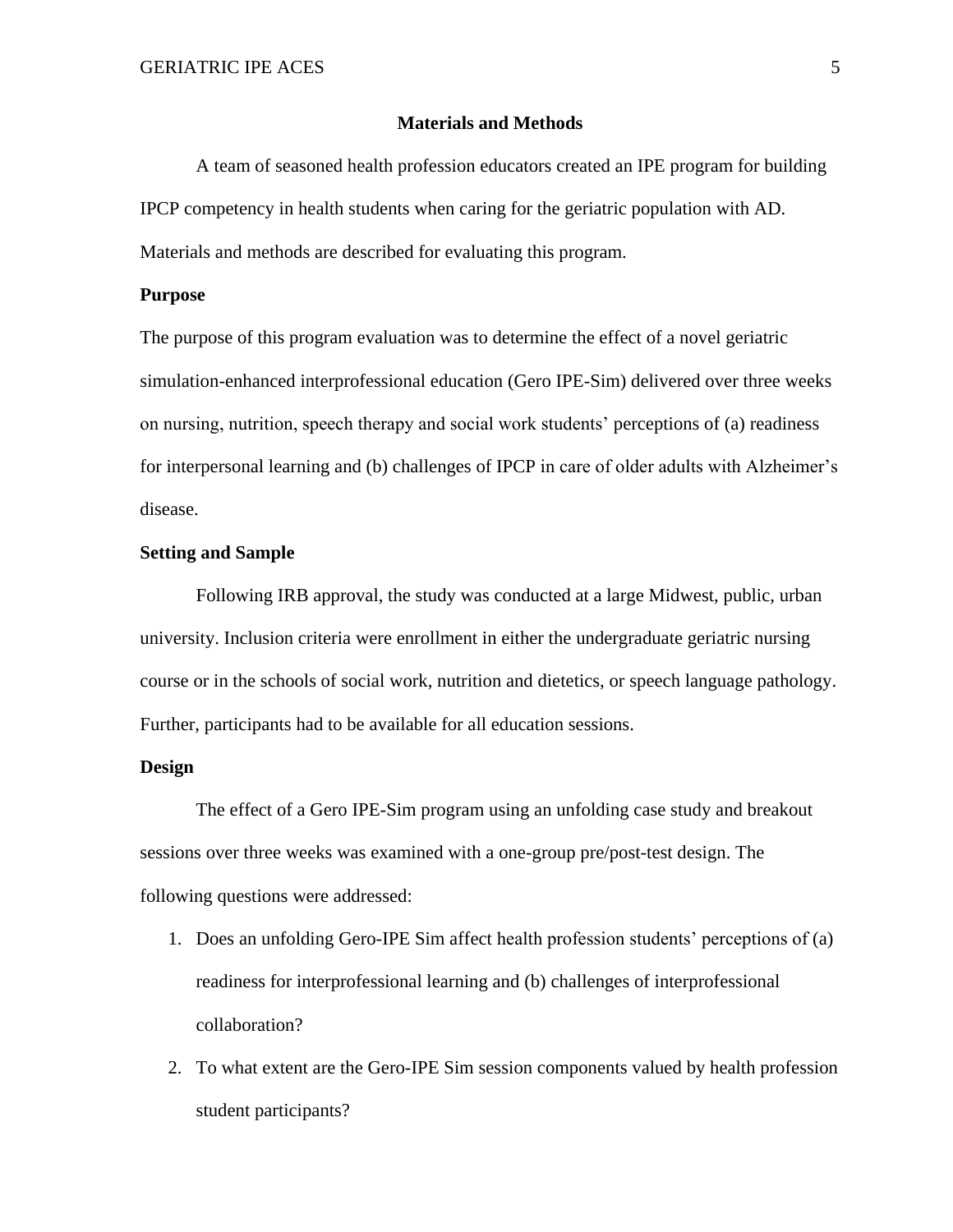## Materials and Methods

A team of seasoned health profession educators created an IPE program for building IPCP competency in health students when caring for the geriatric population with AD. Materials and methods are described for evaluating this program.

### Purpose

The purpose of this program evaluation was to determine the effect of a novel geriatric simulation-enhanced interprofessional education (Gero IPE-Sim) delivered over three weeks on nursing, nutrition, speech therapy and social work students' perceptions of (a) readiness for interpersonal learning and (b) challenges of IPCP in care of older adults with Alzheimer's disease.

### Setting and Sample

Following IRB approval, the study was conducted at a large Midwest, public, urban university. Inclusion criteria were enrollment in either the undergraduate geriatric nursing course or in the schools of social work, nutrition and dietetics, or speech language pathology. Further, participants had to be available for all education sessions.

### Design

The effect of a Gero IPE-Sim program using an unfolding case study and breakout sessions over three weeks was examined with a one-group pre/post-test design. The following questions were addressed:

1. Does an unfolding Gero-IPE Sim affect health profession students' perceptions of (a) readiness for interprofessional learning and (b) challenges of interprofessional collaboration?
2. To what extent are the Gero-IPE Sim session components valued by health profession student participants?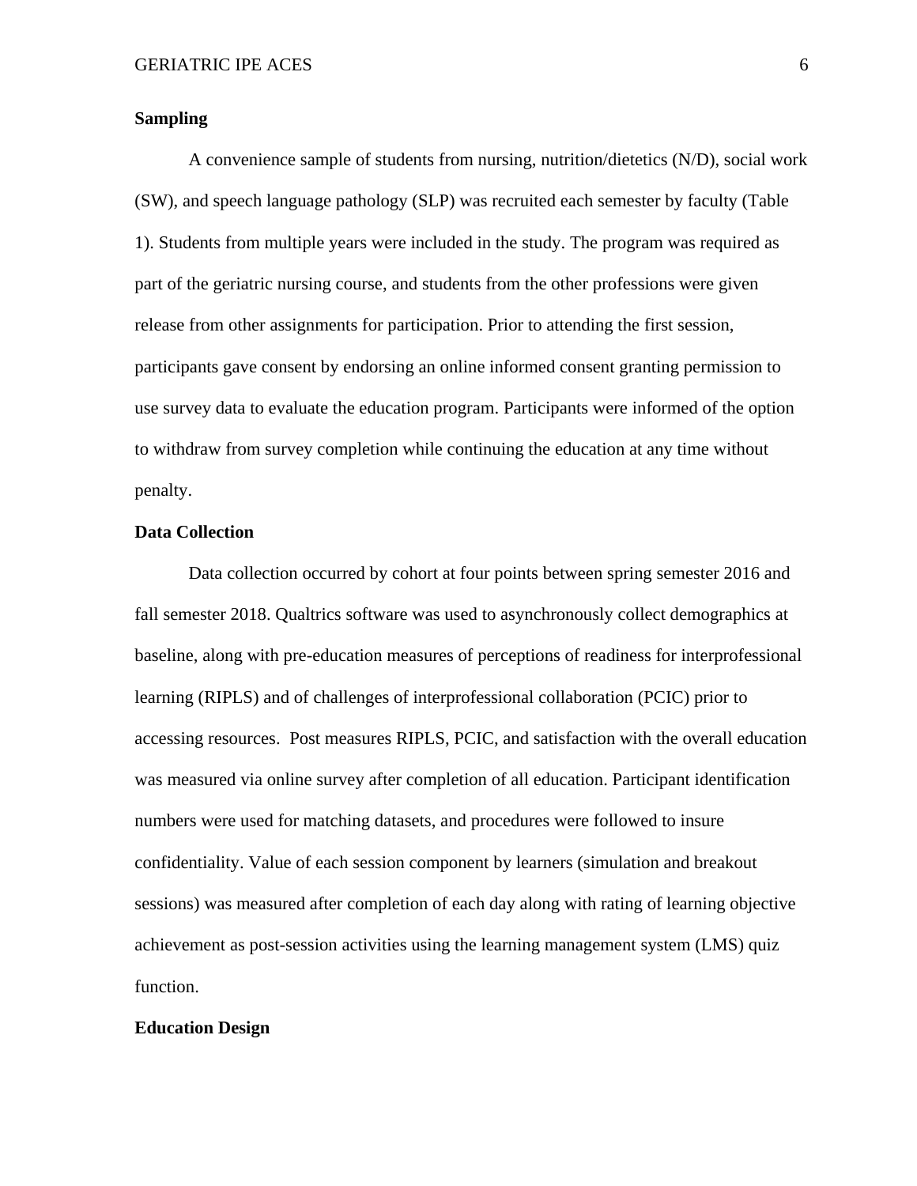## Sampling

A convenience sample of students from nursing, nutrition/dietetics (N/D), social work (SW), and speech language pathology (SLP) was recruited each semester by faculty (Table 1). Students from multiple years were included in the study. The program was required as part of the geriatric nursing course, and students from the other professions were given release from other assignments for participation. Prior to attending the first session, participants gave consent by endorsing an online informed consent granting permission to use survey data to evaluate the education program. Participants were informed of the option to withdraw from survey completion while continuing the education at any time without penalty.

## Data Collection

Data collection occurred by cohort at four points between spring semester 2016 and fall semester 2018. Qualtrics software was used to asynchronously collect demographics at baseline, along with pre-education measures of perceptions of readiness for interprofessional learning (RIPLS) and of challenges of interprofessional collaboration (PCIC) prior to accessing resources. Post measures RIPLS, PCIC, and satisfaction with the overall education was measured via online survey after completion of all education. Participant identification numbers were used for matching datasets, and procedures were followed to insure confidentiality. Value of each session component by learners (simulation and breakout sessions) was measured after completion of each day along with rating of learning objective achievement as post-session activities using the learning management system (LMS) quiz function.

## Education Design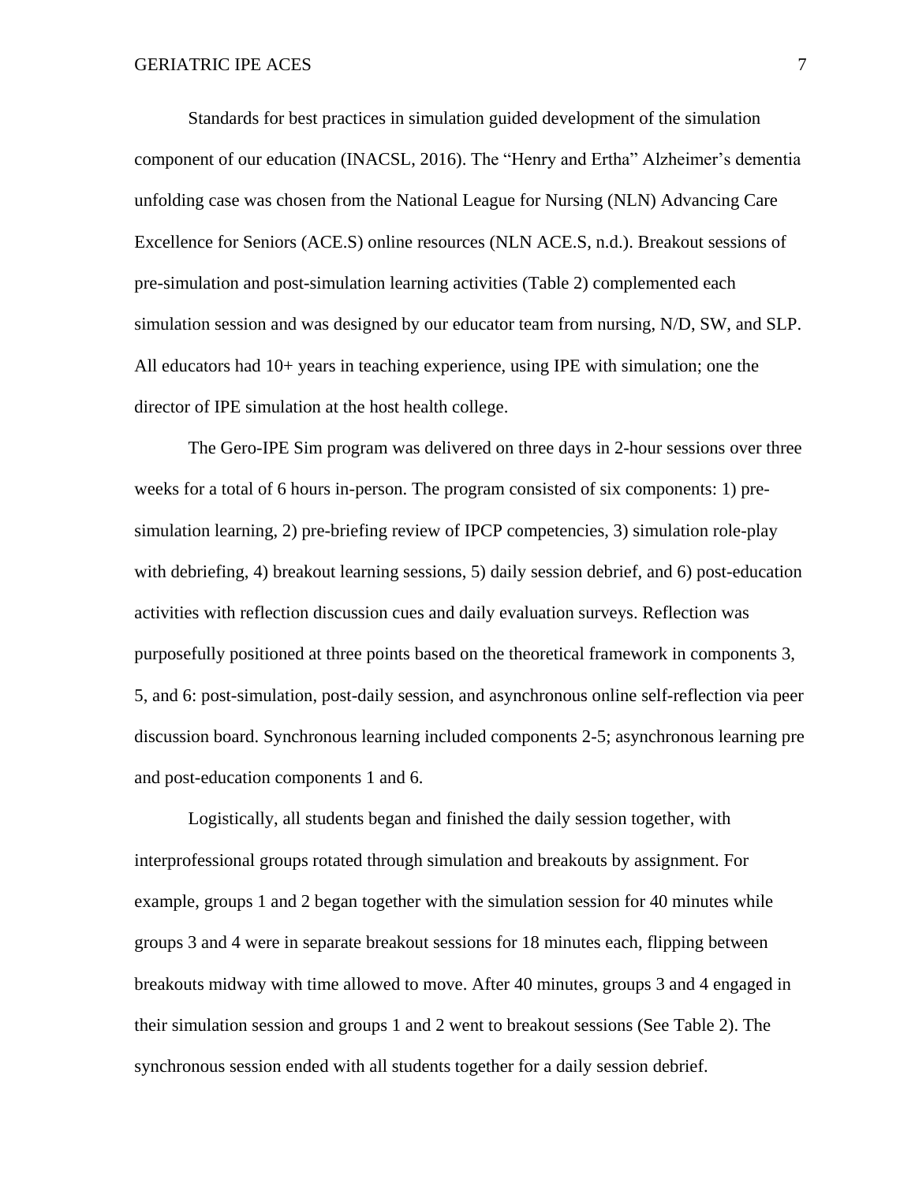Standards for best practices in simulation guided development of the simulation component of our education (INACSL, 2016). The "Henry and Ertha" Alzheimer's dementia unfolding case was chosen from the National League for Nursing (NLN) Advancing Care Excellence for Seniors (ACE.S) online resources (NLN ACE.S, n.d.). Breakout sessions of pre-simulation and post-simulation learning activities (Table 2) complemented each simulation session and was designed by our educator team from nursing, N/D, SW, and SLP. All educators had 10+ years in teaching experience, using IPE with simulation; one the director of IPE simulation at the host health college.

The Gero-IPE Sim program was delivered on three days in 2-hour sessions over three weeks for a total of 6 hours in-person. The program consisted of six components: 1) pre-simulation learning, 2) pre-briefing review of IPCP competencies, 3) simulation role-play with debriefing, 4) breakout learning sessions, 5) daily session debrief, and 6) post-education activities with reflection discussion cues and daily evaluation surveys. Reflection was purposefully positioned at three points based on the theoretical framework in components 3, 5, and 6: post-simulation, post-daily session, and asynchronous online self-reflection via peer discussion board. Synchronous learning included components 2-5; asynchronous learning pre and post-education components 1 and 6.

Logistically, all students began and finished the daily session together, with interprofessional groups rotated through simulation and breakouts by assignment. For example, groups 1 and 2 began together with the simulation session for 40 minutes while groups 3 and 4 were in separate breakout sessions for 18 minutes each, flipping between breakouts midway with time allowed to move. After 40 minutes, groups 3 and 4 engaged in their simulation session and groups 1 and 2 went to breakout sessions (See Table 2). The synchronous session ended with all students together for a daily session debrief.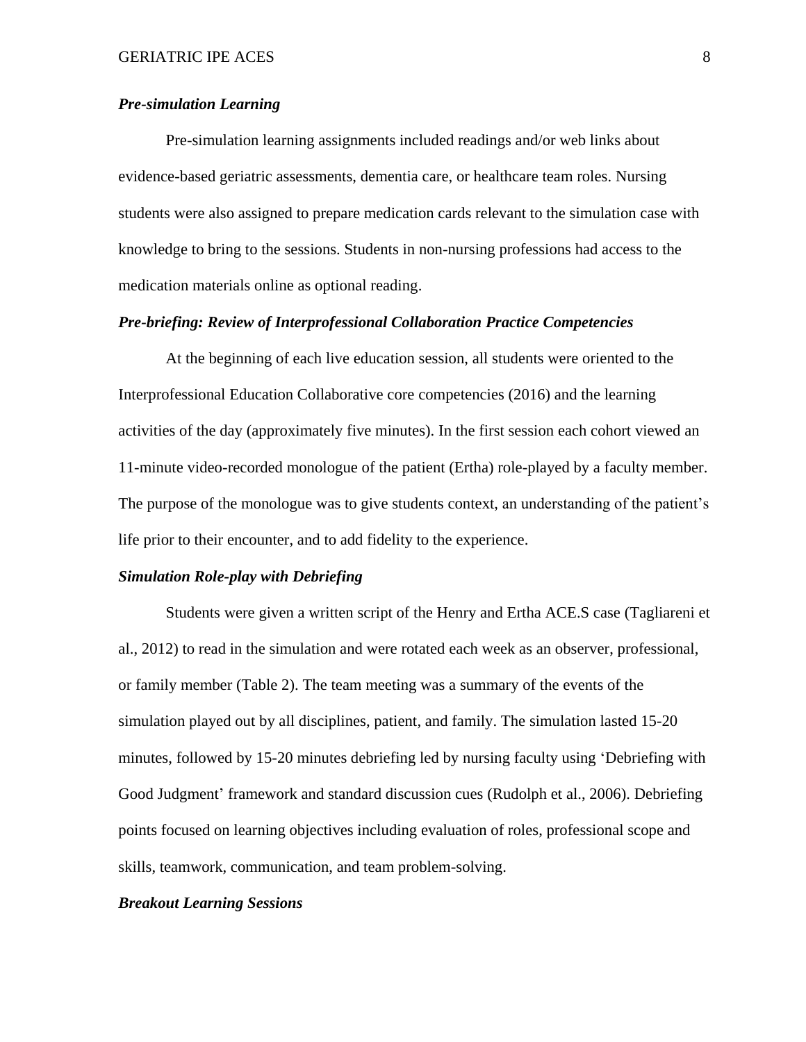### *Pre-simulation Learning*

Pre-simulation learning assignments included readings and/or web links about evidence-based geriatric assessments, dementia care, or healthcare team roles. Nursing students were also assigned to prepare medication cards relevant to the simulation case with knowledge to bring to the sessions. Students in non-nursing professions had access to the medication materials online as optional reading.

### *Pre-briefing: Review of Interprofessional Collaboration Practice Competencies*

At the beginning of each live education session, all students were oriented to the Interprofessional Education Collaborative core competencies (2016) and the learning activities of the day (approximately five minutes). In the first session each cohort viewed an 11-minute video-recorded monologue of the patient (Ertha) role-played by a faculty member. The purpose of the monologue was to give students context, an understanding of the patient's life prior to their encounter, and to add fidelity to the experience.

### *Simulation Role-play with Debriefing*

Students were given a written script of the Henry and Ertha ACE.S case (Tagliareni et al., 2012) to read in the simulation and were rotated each week as an observer, professional, or family member (Table 2). The team meeting was a summary of the events of the simulation played out by all disciplines, patient, and family. The simulation lasted 15-20 minutes, followed by 15-20 minutes debriefing led by nursing faculty using 'Debriefing with Good Judgment' framework and standard discussion cues (Rudolph et al., 2006). Debriefing points focused on learning objectives including evaluation of roles, professional scope and skills, teamwork, communication, and team problem-solving.

### *Breakout Learning Sessions*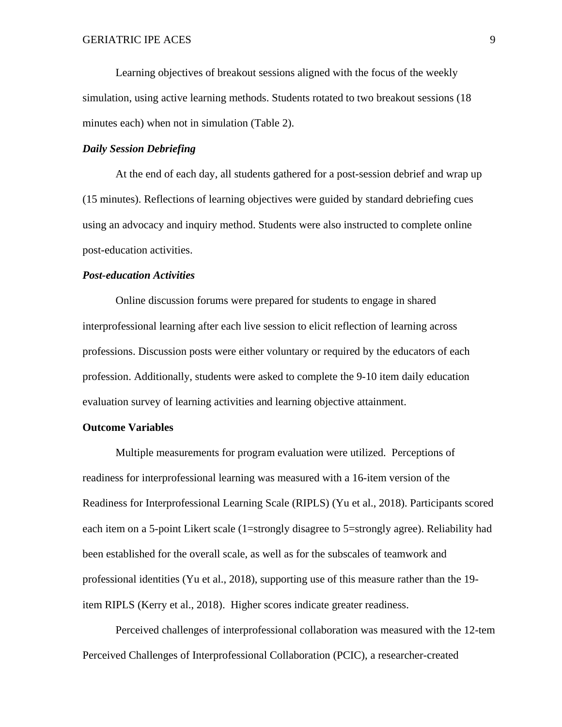Learning objectives of breakout sessions aligned with the focus of the weekly simulation, using active learning methods. Students rotated to two breakout sessions (18 minutes each) when not in simulation (Table 2).

### *Daily Session Debriefing*

At the end of each day, all students gathered for a post-session debrief and wrap up (15 minutes). Reflections of learning objectives were guided by standard debriefing cues using an advocacy and inquiry method. Students were also instructed to complete online post-education activities.

### *Post-education Activities*

Online discussion forums were prepared for students to engage in shared interprofessional learning after each live session to elicit reflection of learning across professions. Discussion posts were either voluntary or required by the educators of each profession. Additionally, students were asked to complete the 9-10 item daily education evaluation survey of learning activities and learning objective attainment.

## **Outcome Variables**

Multiple measurements for program evaluation were utilized. Perceptions of readiness for interprofessional learning was measured with a 16-item version of the Readiness for Interprofessional Learning Scale (RIPLS) (Yu et al., 2018). Participants scored each item on a 5-point Likert scale (1=strongly disagree to 5=strongly agree). Reliability had been established for the overall scale, as well as for the subscales of teamwork and professional identities (Yu et al., 2018), supporting use of this measure rather than the 19-item RIPLS (Kerry et al., 2018). Higher scores indicate greater readiness.

Perceived challenges of interprofessional collaboration was measured with the 12-tem Perceived Challenges of Interprofessional Collaboration (PCIC), a researcher-created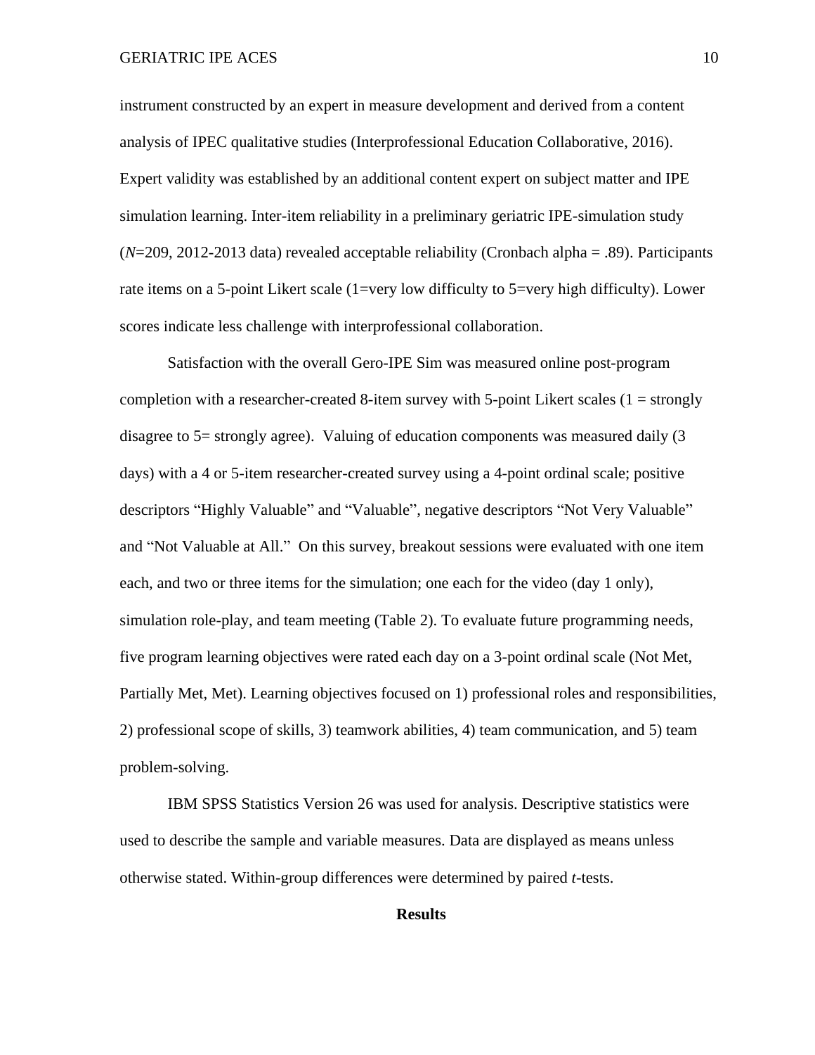instrument constructed by an expert in measure development and derived from a content analysis of IPEC qualitative studies (Interprofessional Education Collaborative, 2016). Expert validity was established by an additional content expert on subject matter and IPE simulation learning. Inter-item reliability in a preliminary geriatric IPE-simulation study ($N$=209, 2012-2013 data) revealed acceptable reliability (Cronbach alpha = .89). Participants rate items on a 5-point Likert scale (1=very low difficulty to 5=very high difficulty). Lower scores indicate less challenge with interprofessional collaboration.

Satisfaction with the overall Gero-IPE Sim was measured online post-program completion with a researcher-created 8-item survey with 5-point Likert scales (1 = strongly disagree to 5= strongly agree). Valuing of education components was measured daily (3 days) with a 4 or 5-item researcher-created survey using a 4-point ordinal scale; positive descriptors "Highly Valuable" and "Valuable", negative descriptors "Not Very Valuable" and "Not Valuable at All." On this survey, breakout sessions were evaluated with one item each, and two or three items for the simulation; one each for the video (day 1 only), simulation role-play, and team meeting (Table 2). To evaluate future programming needs, five program learning objectives were rated each day on a 3-point ordinal scale (Not Met, Partially Met, Met). Learning objectives focused on 1) professional roles and responsibilities, 2) professional scope of skills, 3) teamwork abilities, 4) team communication, and 5) team problem-solving.

IBM SPSS Statistics Version 26 was used for analysis. Descriptive statistics were used to describe the sample and variable measures. Data are displayed as means unless otherwise stated. Within-group differences were determined by paired $t$-tests.

## Results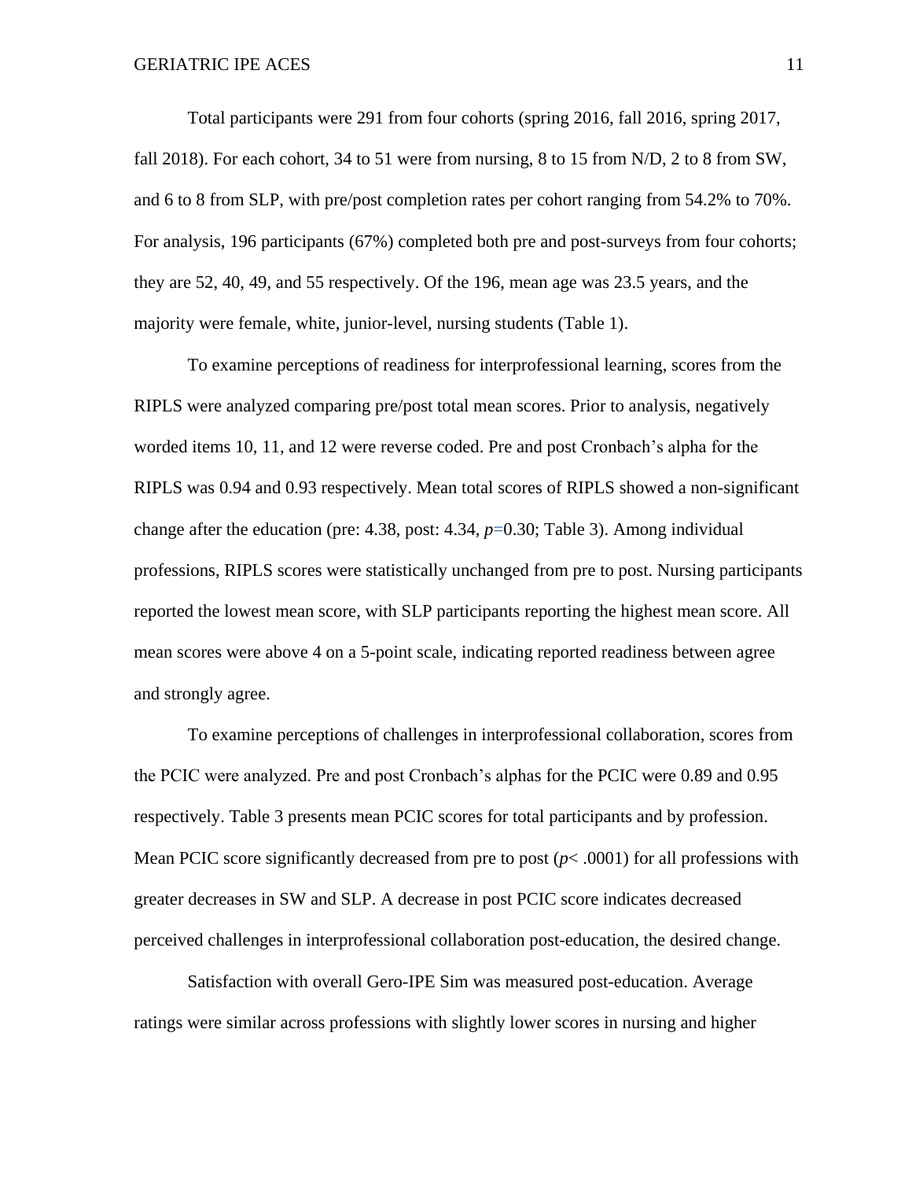Total participants were 291 from four cohorts (spring 2016, fall 2016, spring 2017, fall 2018). For each cohort, 34 to 51 were from nursing, 8 to 15 from N/D, 2 to 8 from SW, and 6 to 8 from SLP, with pre/post completion rates per cohort ranging from 54.2% to 70%. For analysis, 196 participants (67%) completed both pre and post-surveys from four cohorts; they are 52, 40, 49, and 55 respectively. Of the 196, mean age was 23.5 years, and the majority were female, white, junior-level, nursing students (Table 1).

To examine perceptions of readiness for interprofessional learning, scores from the RIPLS were analyzed comparing pre/post total mean scores. Prior to analysis, negatively worded items 10, 11, and 12 were reverse coded. Pre and post Cronbach's alpha for the RIPLS was 0.94 and 0.93 respectively. Mean total scores of RIPLS showed a non-significant change after the education (pre: 4.38, post: 4.34, $p$=0.30; Table 3). Among individual professions, RIPLS scores were statistically unchanged from pre to post. Nursing participants reported the lowest mean score, with SLP participants reporting the highest mean score. All mean scores were above 4 on a 5-point scale, indicating reported readiness between agree and strongly agree.

To examine perceptions of challenges in interprofessional collaboration, scores from the PCIC were analyzed. Pre and post Cronbach's alphas for the PCIC were 0.89 and 0.95 respectively. Table 3 presents mean PCIC scores for total participants and by profession. Mean PCIC score significantly decreased from pre to post ($p$< .0001) for all professions with greater decreases in SW and SLP. A decrease in post PCIC score indicates decreased perceived challenges in interprofessional collaboration post-education, the desired change.

Satisfaction with overall Gero-IPE Sim was measured post-education. Average ratings were similar across professions with slightly lower scores in nursing and higher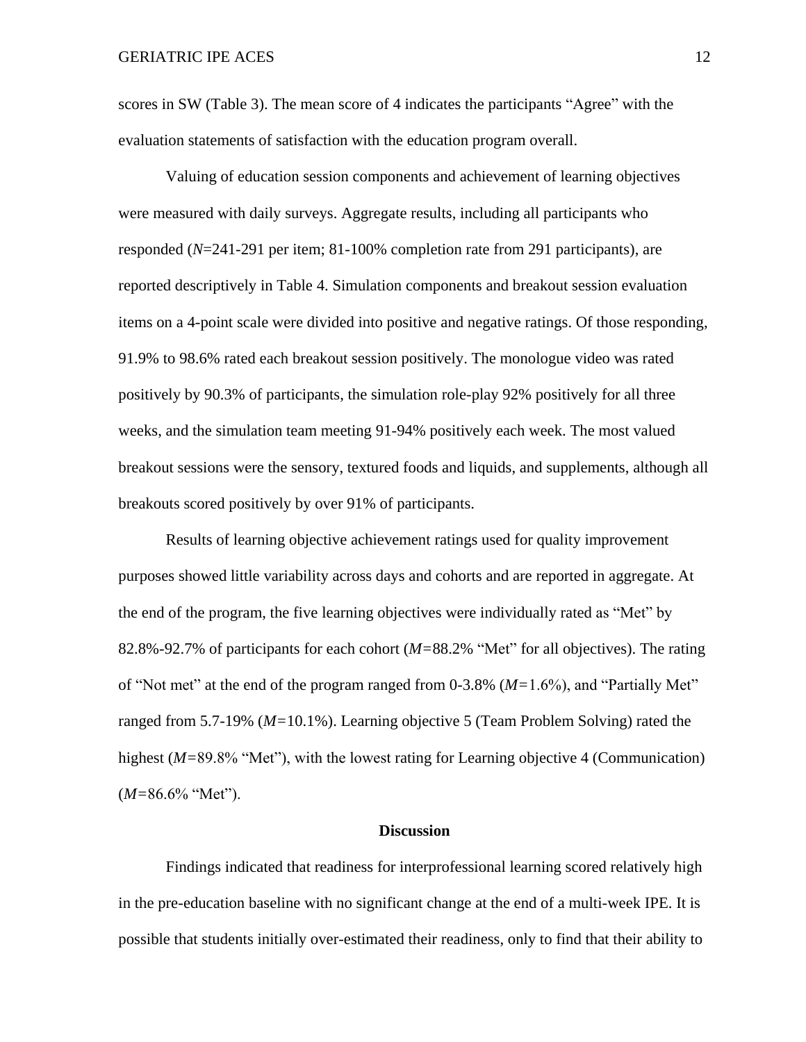scores in SW (Table 3). The mean score of 4 indicates the participants "Agree" with the evaluation statements of satisfaction with the education program overall.

Valuing of education session components and achievement of learning objectives were measured with daily surveys. Aggregate results, including all participants who responded ($N$=241-291 per item; 81-100% completion rate from 291 participants), are reported descriptively in Table 4. Simulation components and breakout session evaluation items on a 4-point scale were divided into positive and negative ratings. Of those responding, 91.9% to 98.6% rated each breakout session positively. The monologue video was rated positively by 90.3% of participants, the simulation role-play 92% positively for all three weeks, and the simulation team meeting 91-94% positively each week. The most valued breakout sessions were the sensory, textured foods and liquids, and supplements, although all breakouts scored positively by over 91% of participants.

Results of learning objective achievement ratings used for quality improvement purposes showed little variability across days and cohorts and are reported in aggregate. At the end of the program, the five learning objectives were individually rated as "Met" by 82.8%-92.7% of participants for each cohort ($M$=88.2% "Met" for all objectives). The rating of "Not met" at the end of the program ranged from 0-3.8% ($M$=1.6%), and "Partially Met" ranged from 5.7-19% ($M$=10.1%). Learning objective 5 (Team Problem Solving) rated the highest ($M$=89.8% "Met"), with the lowest rating for Learning objective 4 (Communication) ($M$=86.6% "Met").

## Discussion

Findings indicated that readiness for interprofessional learning scored relatively high in the pre-education baseline with no significant change at the end of a multi-week IPE. It is possible that students initially over-estimated their readiness, only to find that their ability to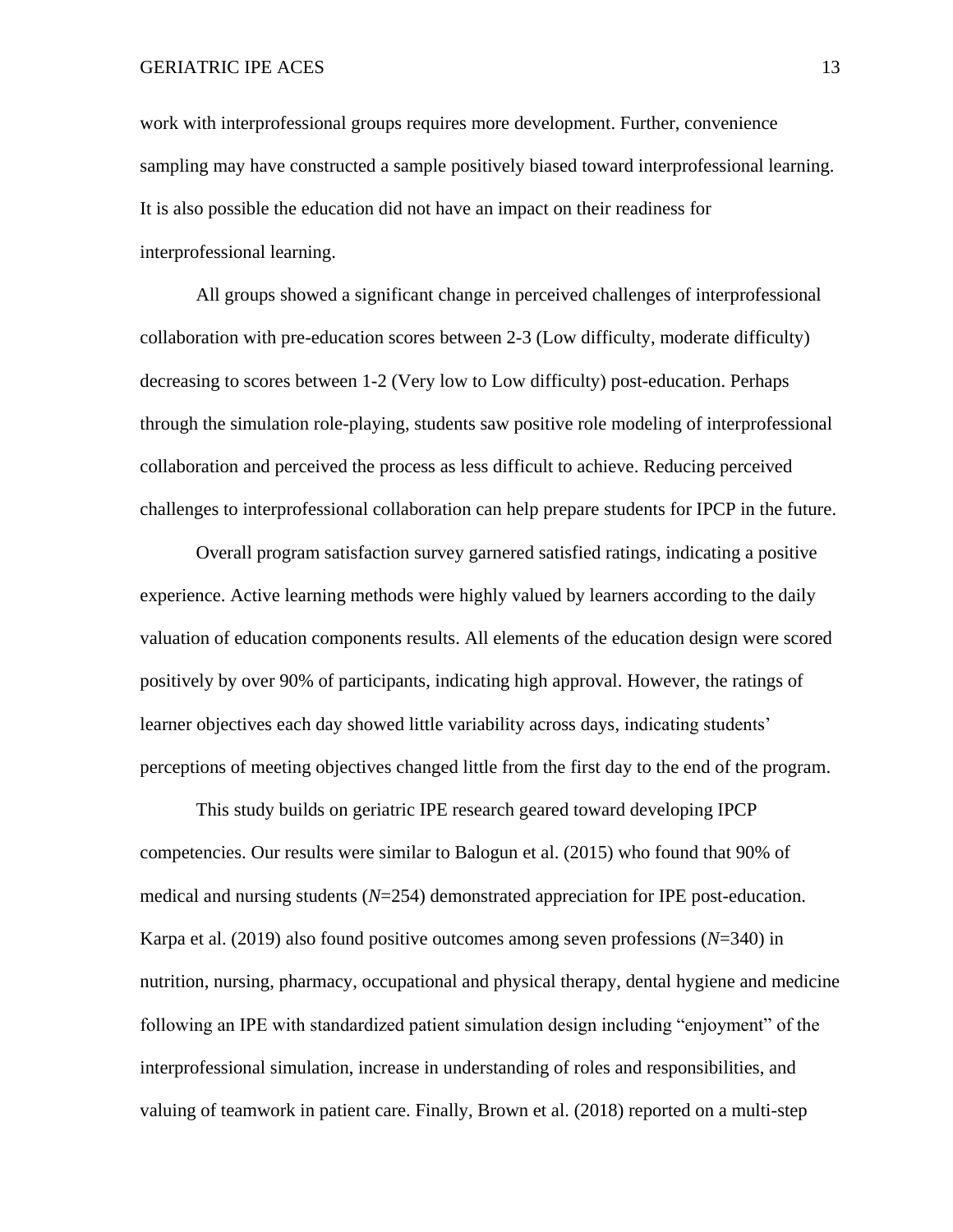work with interprofessional groups requires more development. Further, convenience sampling may have constructed a sample positively biased toward interprofessional learning. It is also possible the education did not have an impact on their readiness for interprofessional learning.

All groups showed a significant change in perceived challenges of interprofessional collaboration with pre-education scores between 2-3 (Low difficulty, moderate difficulty) decreasing to scores between 1-2 (Very low to Low difficulty) post-education. Perhaps through the simulation role-playing, students saw positive role modeling of interprofessional collaboration and perceived the process as less difficult to achieve. Reducing perceived challenges to interprofessional collaboration can help prepare students for IPCP in the future.

Overall program satisfaction survey garnered satisfied ratings, indicating a positive experience. Active learning methods were highly valued by learners according to the daily valuation of education components results. All elements of the education design were scored positively by over 90% of participants, indicating high approval. However, the ratings of learner objectives each day showed little variability across days, indicating students' perceptions of meeting objectives changed little from the first day to the end of the program.

This study builds on geriatric IPE research geared toward developing IPCP competencies. Our results were similar to Balogun et al. (2015) who found that 90% of medical and nursing students ($N$=254) demonstrated appreciation for IPE post-education. Karpa et al. (2019) also found positive outcomes among seven professions ($N$=340) in nutrition, nursing, pharmacy, occupational and physical therapy, dental hygiene and medicine following an IPE with standardized patient simulation design including "enjoyment" of the interprofessional simulation, increase in understanding of roles and responsibilities, and valuing of teamwork in patient care. Finally, Brown et al. (2018) reported on a multi-step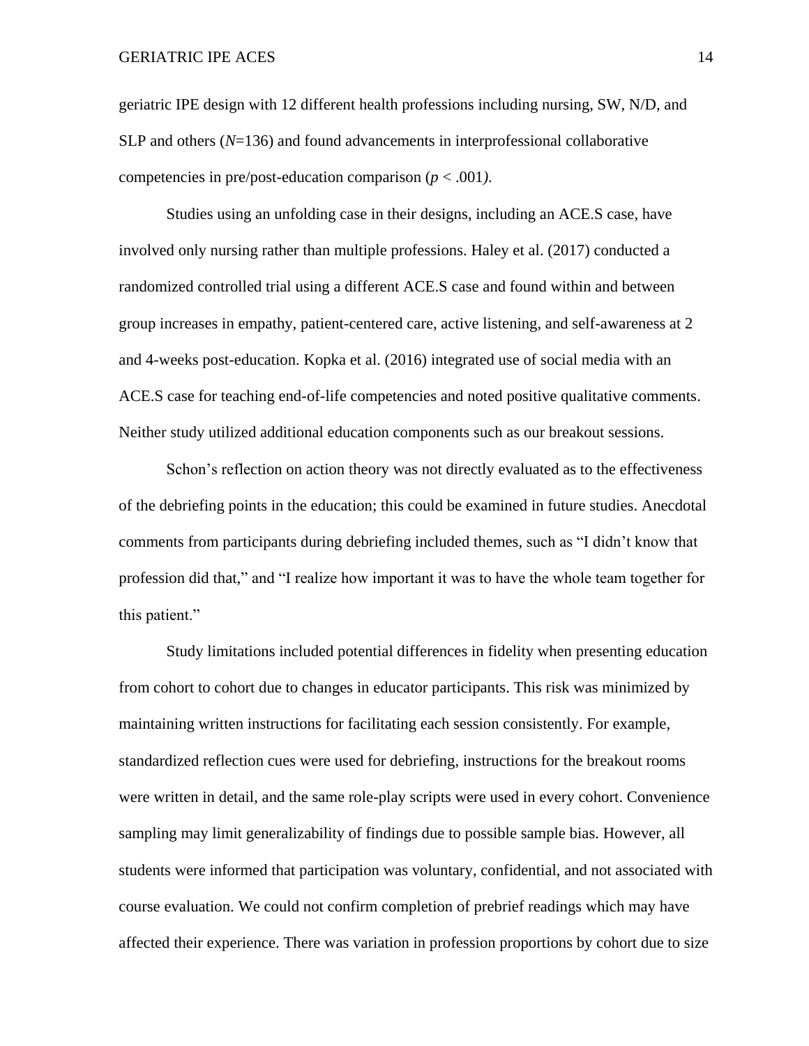geriatric IPE design with 12 different health professions including nursing, SW, N/D, and SLP and others (*N*=136) and found advancements in interprofessional collaborative competencies in pre/post-education comparison ($p < .001$).

Studies using an unfolding case in their designs, including an ACE.S case, have involved only nursing rather than multiple professions. Haley et al. (2017) conducted a randomized controlled trial using a different ACE.S case and found within and between group increases in empathy, patient-centered care, active listening, and self-awareness at 2 and 4-weeks post-education. Kopka et al. (2016) integrated use of social media with an ACE.S case for teaching end-of-life competencies and noted positive qualitative comments. Neither study utilized additional education components such as our breakout sessions.

Schon's reflection on action theory was not directly evaluated as to the effectiveness of the debriefing points in the education; this could be examined in future studies. Anecdotal comments from participants during debriefing included themes, such as "I didn't know that profession did that," and "I realize how important it was to have the whole team together for this patient."

Study limitations included potential differences in fidelity when presenting education from cohort to cohort due to changes in educator participants. This risk was minimized by maintaining written instructions for facilitating each session consistently. For example, standardized reflection cues were used for debriefing, instructions for the breakout rooms were written in detail, and the same role-play scripts were used in every cohort. Convenience sampling may limit generalizability of findings due to possible sample bias. However, all students were informed that participation was voluntary, confidential, and not associated with course evaluation. We could not confirm completion of prebrief readings which may have affected their experience. There was variation in profession proportions by cohort due to size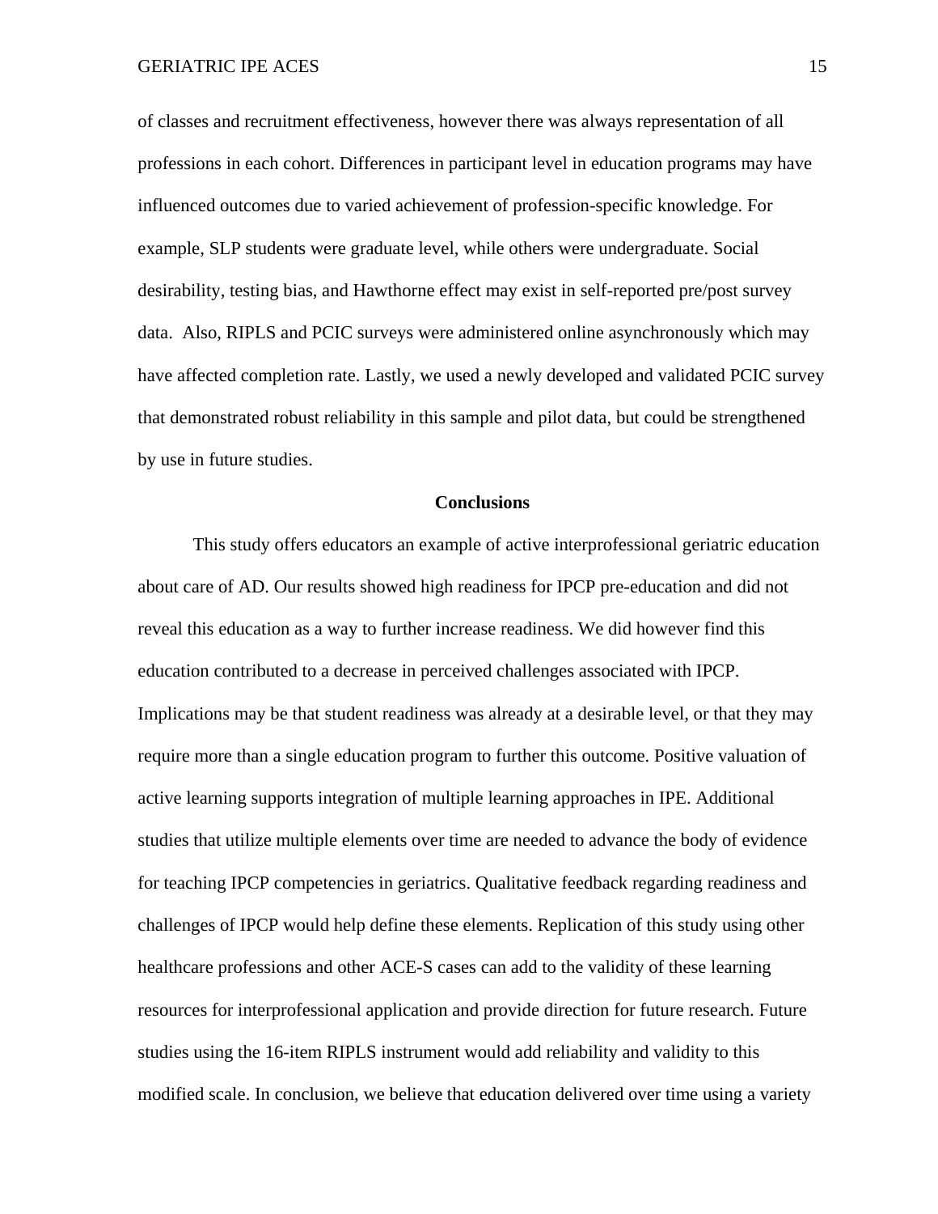of classes and recruitment effectiveness, however there was always representation of all professions in each cohort. Differences in participant level in education programs may have influenced outcomes due to varied achievement of profession-specific knowledge. For example, SLP students were graduate level, while others were undergraduate. Social desirability, testing bias, and Hawthorne effect may exist in self-reported pre/post survey data. Also, RIPLS and PCIC surveys were administered online asynchronously which may have affected completion rate. Lastly, we used a newly developed and validated PCIC survey that demonstrated robust reliability in this sample and pilot data, but could be strengthened by use in future studies.

## Conclusions

This study offers educators an example of active interprofessional geriatric education about care of AD. Our results showed high readiness for IPCP pre-education and did not reveal this education as a way to further increase readiness. We did however find this education contributed to a decrease in perceived challenges associated with IPCP. Implications may be that student readiness was already at a desirable level, or that they may require more than a single education program to further this outcome. Positive valuation of active learning supports integration of multiple learning approaches in IPE. Additional studies that utilize multiple elements over time are needed to advance the body of evidence for teaching IPCP competencies in geriatrics. Qualitative feedback regarding readiness and challenges of IPCP would help define these elements. Replication of this study using other healthcare professions and other ACE-S cases can add to the validity of these learning resources for interprofessional application and provide direction for future research. Future studies using the 16-item RIPLS instrument would add reliability and validity to this modified scale. In conclusion, we believe that education delivered over time using a variety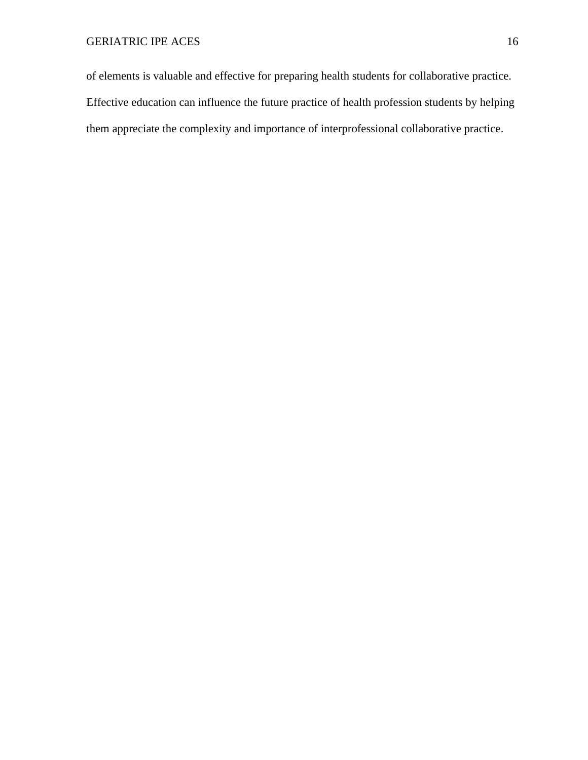of elements is valuable and effective for preparing health students for collaborative practice. Effective education can influence the future practice of health profession students by helping them appreciate the complexity and importance of interprofessional collaborative practice.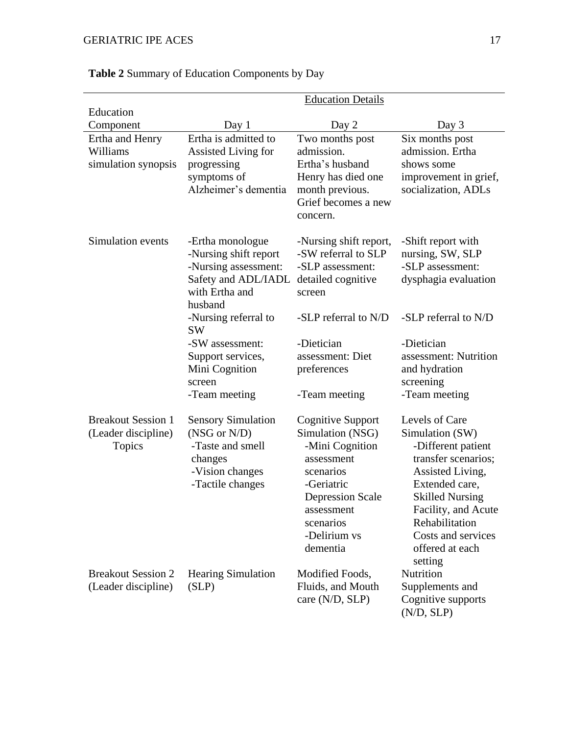**Table 2** Summary of Education Components by Day

| Education Component | Education Details | | |
|---|---|---|---|
| | Day 1 | Day 2 | Day 3 |
| Ertha and Henry Williams simulation synopsis | Ertha is admitted to Assisted Living for progressing symptoms of Alzheimer's dementia | Two months post admission. Ertha's husband Henry has died one month previous. Grief becomes a new concern. | Six months post admission. Ertha shows some improvement in grief, socialization, ADLs |
| Simulation events | -Ertha monologue<br>-Nursing shift report<br>-Nursing assessment: Safety and ADL/IADL with Ertha and husband<br>-Nursing referral to SW<br>-SW assessment: Support services, Mini Cognition screen<br>-Team meeting | -Nursing shift report,<br>-SW referral to SLP<br>-SLP assessment: detailed cognitive screen<br>-SLP referral to N/D<br>-Dietician assessment: Diet preferences<br>-Team meeting | -Shift report with nursing, SW, SLP<br>-SLP assessment: dysphagia evaluation<br>-SLP referral to N/D<br>-Dietician assessment: Nutrition and hydration screening<br>-Team meeting |
| Breakout Session 1 (Leader discipline) Topics | Sensory Simulation (NSG or N/D)<br>-Taste and smell changes<br>-Vision changes<br>-Tactile changes | Cognitive Support Simulation (NSG)<br>-Mini Cognition assessment scenarios<br>-Geriatric Depression Scale assessment scenarios<br>-Delirium vs dementia | Levels of Care Simulation (SW)<br>-Different patient transfer scenarios; Assisted Living, Extended care, Skilled Nursing Facility, and Acute Rehabilitation Costs and services offered at each setting |
| Breakout Session 2 (Leader discipline) | Hearing Simulation (SLP) | Modified Foods, Fluids, and Mouth care (N/D, SLP) | Nutrition Supplements and Cognitive supports (N/D, SLP) |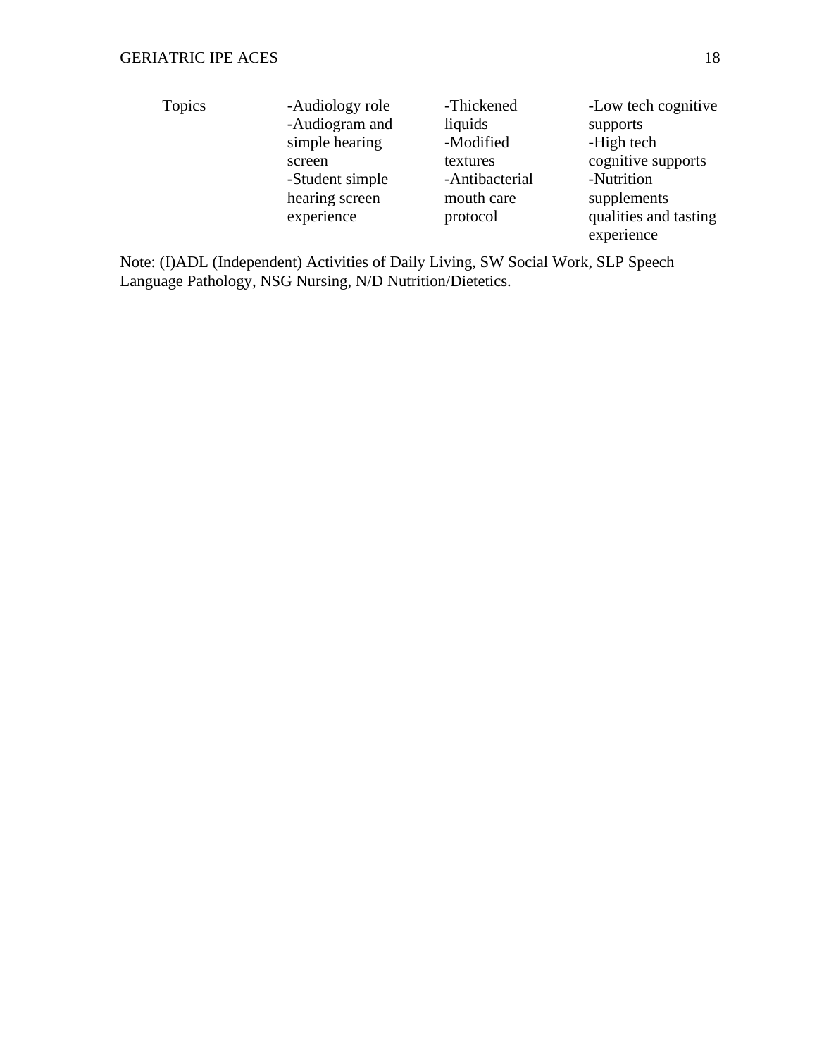| Topics | -Audiology role<br>-Audiogram and simple hearing screen<br>-Student simple hearing screen experience | -Thickened liquids<br>-Modified textures<br>-Antibacterial mouth care protocol | -Low tech cognitive supports<br>-High tech cognitive supports<br>-Nutrition supplements qualities and tasting experience |
|---|---|---|---|

Note: (I)ADL (Independent) Activities of Daily Living, SW Social Work, SLP Speech Language Pathology, NSG Nursing, N/D Nutrition/Dietetics.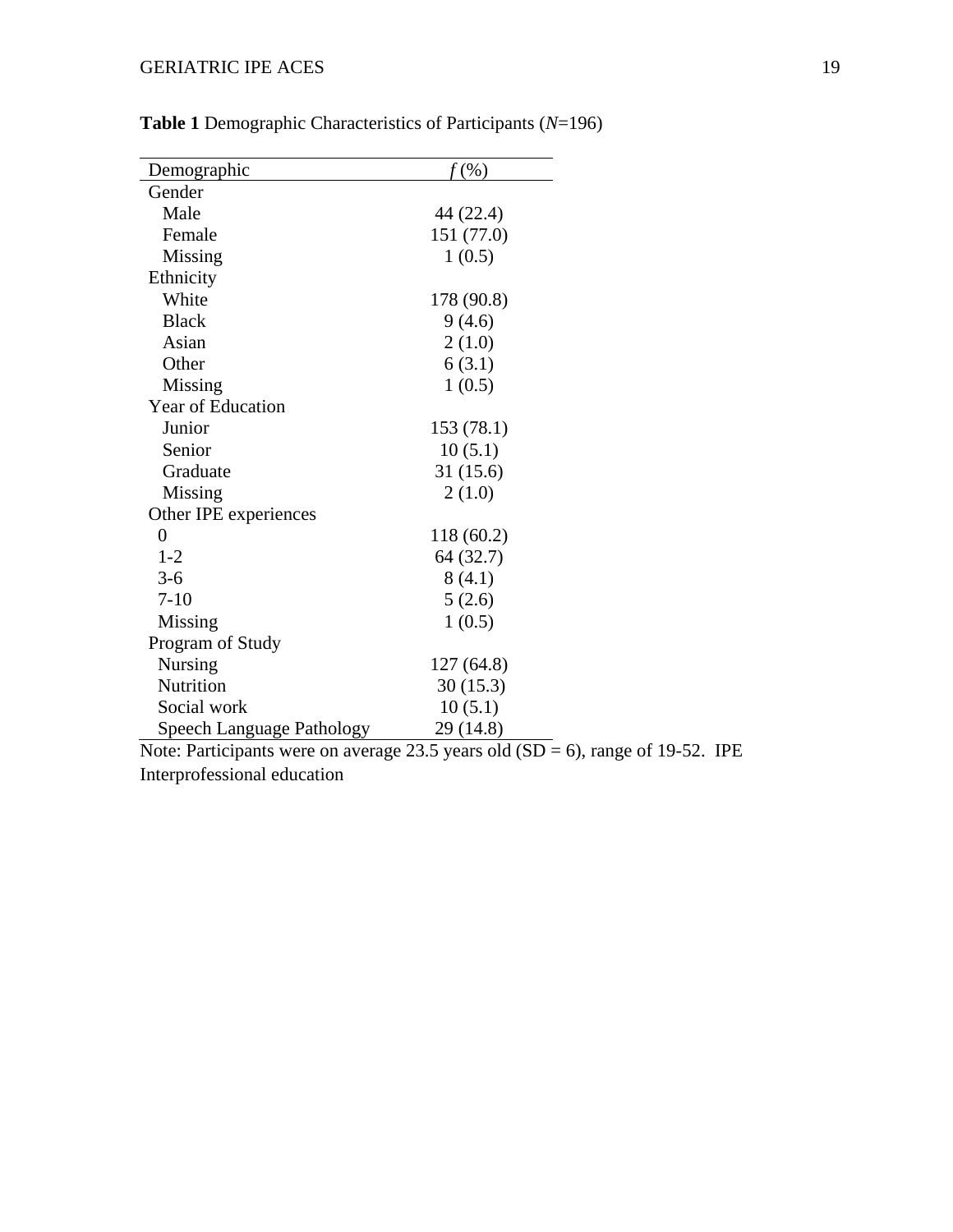**Table 1** Demographic Characteristics of Participants (*N*=196)

| Demographic | *f* (%) |
|---|---|
| Gender | |
| Male | 44 (22.4) |
| Female | 151 (77.0) |
| Missing | 1 (0.5) |
| Ethnicity | |
| White | 178 (90.8) |
| Black | 9 (4.6) |
| Asian | 2 (1.0) |
| Other | 6 (3.1) |
| Missing | 1 (0.5) |
| Year of Education | |
| Junior | 153 (78.1) |
| Senior | 10 (5.1) |
| Graduate | 31 (15.6) |
| Missing | 2 (1.0) |
| Other IPE experiences | |
| 0 | 118 (60.2) |
| 1-2 | 64 (32.7) |
| 3-6 | 8 (4.1) |
| 7-10 | 5 (2.6) |
| Missing | 1 (0.5) |
| Program of Study | |
| Nursing | 127 (64.8) |
| Nutrition | 30 (15.3) |
| Social work | 10 (5.1) |
| Speech Language Pathology | 29 (14.8) |

Note: Participants were on average 23.5 years old (SD = 6), range of 19-52. IPE Interprofessional education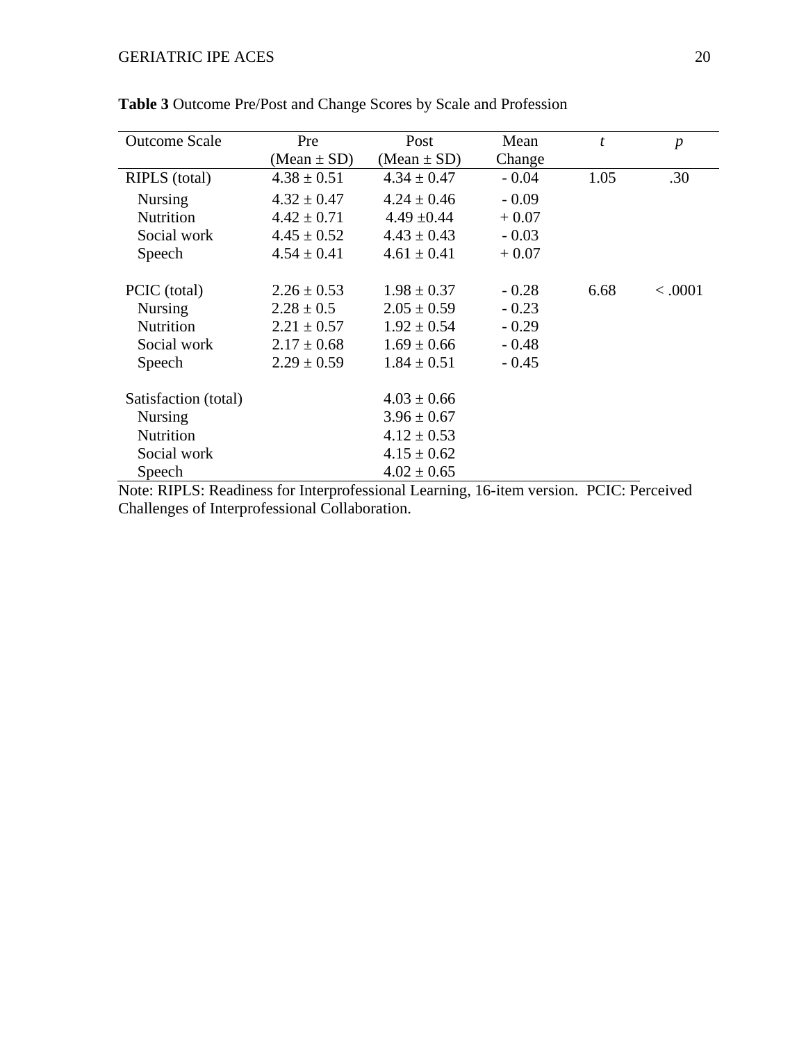**Table 3** Outcome Pre/Post and Change Scores by Scale and Profession

| Outcome Scale | Pre (Mean ± SD) | Post (Mean ± SD) | Mean Change | *t* | *p* |
|---|---|---|---|---|---|
| RIPLS (total) | 4.38 ± 0.51 | 4.34 ± 0.47 | - 0.04 | 1.05 | .30 |
| Nursing | 4.32 ± 0.47 | 4.24 ± 0.46 | - 0.09 | | |
| Nutrition | 4.42 ± 0.71 | 4.49 ±0.44 | + 0.07 | | |
| Social work | 4.45 ± 0.52 | 4.43 ± 0.43 | - 0.03 | | |
| Speech | 4.54 ± 0.41 | 4.61 ± 0.41 | + 0.07 | | |
| PCIC (total) | 2.26 ± 0.53 | 1.98 ± 0.37 | - 0.28 | 6.68 | < .0001 |
| Nursing | 2.28 ± 0.5 | 2.05 ± 0.59 | - 0.23 | | |
| Nutrition | 2.21 ± 0.57 | 1.92 ± 0.54 | - 0.29 | | |
| Social work | 2.17 ± 0.68 | 1.69 ± 0.66 | - 0.48 | | |
| Speech | 2.29 ± 0.59 | 1.84 ± 0.51 | - 0.45 | | |
| Satisfaction (total) | | 4.03 ± 0.66 | | | |
| Nursing | | 3.96 ± 0.67 | | | |
| Nutrition | | 4.12 ± 0.53 | | | |
| Social work | | 4.15 ± 0.62 | | | |
| Speech | | 4.02 ± 0.65 | | | |

Note: RIPLS: Readiness for Interprofessional Learning, 16-item version. PCIC: Perceived Challenges of Interprofessional Collaboration.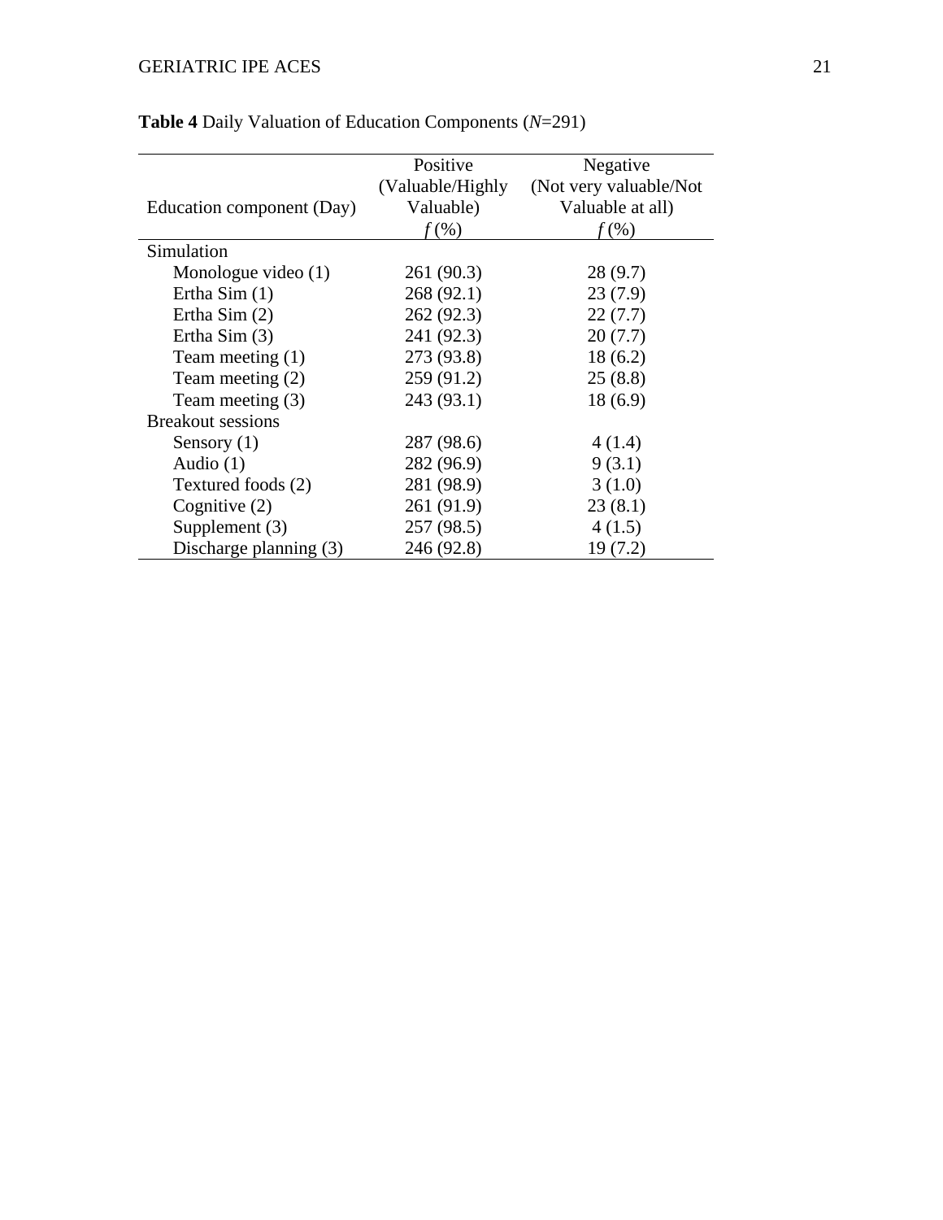**Table 4** Daily Valuation of Education Components (*N*=291)

| Education component (Day) | Positive (Valuable/Highly Valuable) *f* (%) | Negative (Not very valuable/Not Valuable at all) *f* (%) |
|---|---|---|
| Simulation | | |
| Monologue video (1) | 261 (90.3) | 28 (9.7) |
| Ertha Sim (1) | 268 (92.1) | 23 (7.9) |
| Ertha Sim (2) | 262 (92.3) | 22 (7.7) |
| Ertha Sim (3) | 241 (92.3) | 20 (7.7) |
| Team meeting (1) | 273 (93.8) | 18 (6.2) |
| Team meeting (2) | 259 (91.2) | 25 (8.8) |
| Team meeting (3) | 243 (93.1) | 18 (6.9) |
| Breakout sessions | | |
| Sensory (1) | 287 (98.6) | 4 (1.4) |
| Audio (1) | 282 (96.9) | 9 (3.1) |
| Textured foods (2) | 281 (98.9) | 3 (1.0) |
| Cognitive (2) | 261 (91.9) | 23 (8.1) |
| Supplement (3) | 257 (98.5) | 4 (1.5) |
| Discharge planning (3) | 246 (92.8) | 19 (7.2) |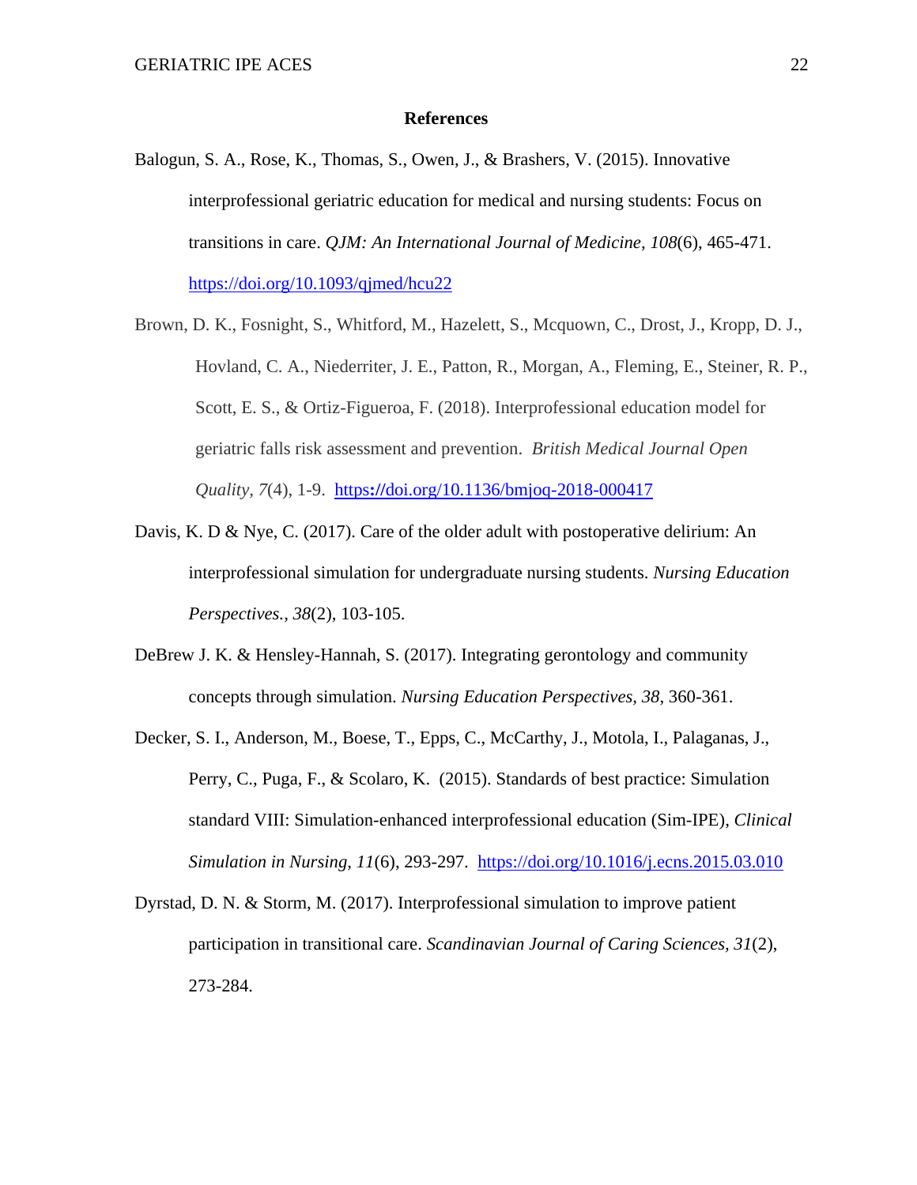## References

Balogun, S. A., Rose, K., Thomas, S., Owen, J., & Brashers, V. (2015). Innovative interprofessional geriatric education for medical and nursing students: Focus on transitions in care. *QJM: An International Journal of Medicine, 108*(6), 465-471. https://doi.org/10.1093/qjmed/hcu22

Brown, D. K., Fosnight, S., Whitford, M., Hazelett, S., Mcquown, C., Drost, J., Kropp, D. J., Hovland, C. A., Niederriter, J. E., Patton, R., Morgan, A., Fleming, E., Steiner, R. P., Scott, E. S., & Ortiz-Figueroa, F. (2018). Interprofessional education model for geriatric falls risk assessment and prevention. *British Medical Journal Open Quality, 7*(4), 1-9. https://doi.org/10.1136/bmjoq-2018-000417

Davis, K. D & Nye, C. (2017). Care of the older adult with postoperative delirium: An interprofessional simulation for undergraduate nursing students. *Nursing Education Perspectives., 38*(2), 103-105.

DeBrew J. K. & Hensley-Hannah, S. (2017). Integrating gerontology and community concepts through simulation. *Nursing Education Perspectives, 38*, 360-361.

Decker, S. I., Anderson, M., Boese, T., Epps, C., McCarthy, J., Motola, I., Palaganas, J., Perry, C., Puga, F., & Scolaro, K. (2015). Standards of best practice: Simulation standard VIII: Simulation-enhanced interprofessional education (Sim-IPE), *Clinical Simulation in Nursing, 11*(6), 293-297. https://doi.org/10.1016/j.ecns.2015.03.010

Dyrstad, D. N. & Storm, M. (2017). Interprofessional simulation to improve patient participation in transitional care. *Scandinavian Journal of Caring Sciences, 31*(2), 273-284.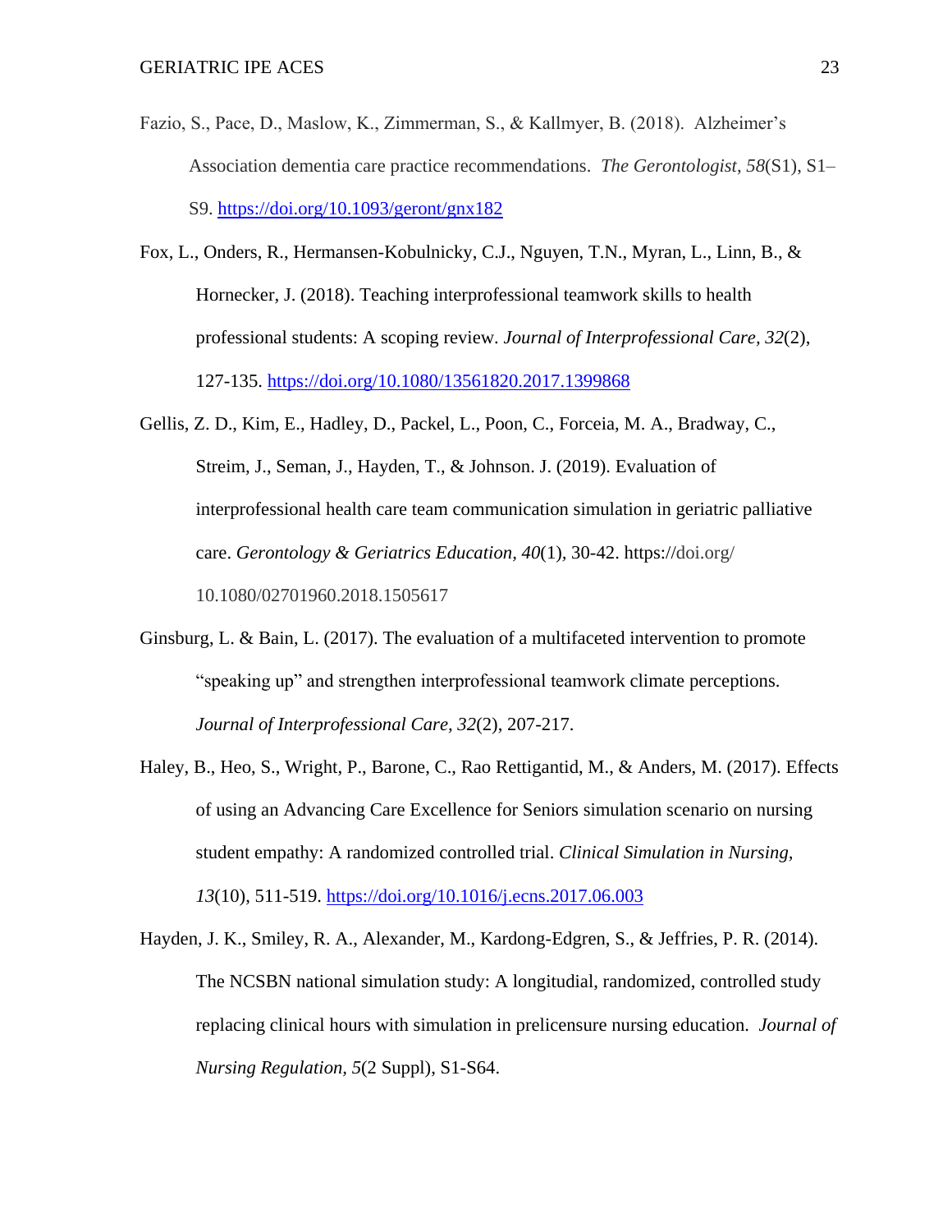Fazio, S., Pace, D., Maslow, K., Zimmerman, S., & Kallmyer, B. (2018). Alzheimer's Association dementia care practice recommendations. *The Gerontologist*, *58*(S1), S1–S9. https://doi.org/10.1093/geront/gnx182

Fox, L., Onders, R., Hermansen-Kobulnicky, C.J., Nguyen, T.N., Myran, L., Linn, B., & Hornecker, J. (2018). Teaching interprofessional teamwork skills to health professional students: A scoping review. *Journal of Interprofessional Care, 32*(2), 127-135. https://doi.org/10.1080/13561820.2017.1399868

Gellis, Z. D., Kim, E., Hadley, D., Packel, L., Poon, C., Forceia, M. A., Bradway, C., Streim, J., Seman, J., Hayden, T., & Johnson. J. (2019). Evaluation of interprofessional health care team communication simulation in geriatric palliative care. *Gerontology & Geriatrics Education*, *40*(1), 30-42. https://doi.org/ 10.1080/02701960.2018.1505617

Ginsburg, L. & Bain, L. (2017). The evaluation of a multifaceted intervention to promote "speaking up" and strengthen interprofessional teamwork climate perceptions. *Journal of Interprofessional Care, 32*(2), 207-217.

Haley, B., Heo, S., Wright, P., Barone, C., Rao Rettigantid, M., & Anders, M. (2017). Effects of using an Advancing Care Excellence for Seniors simulation scenario on nursing student empathy: A randomized controlled trial. *Clinical Simulation in Nursing, 13*(10), 511-519. https://doi.org/10.1016/j.ecns.2017.06.003

Hayden, J. K., Smiley, R. A., Alexander, M., Kardong-Edgren, S., & Jeffries, P. R. (2014). The NCSBN national simulation study: A longitudial, randomized, controlled study replacing clinical hours with simulation in prelicensure nursing education. *Journal of Nursing Regulation*, *5*(2 Suppl), S1-S64.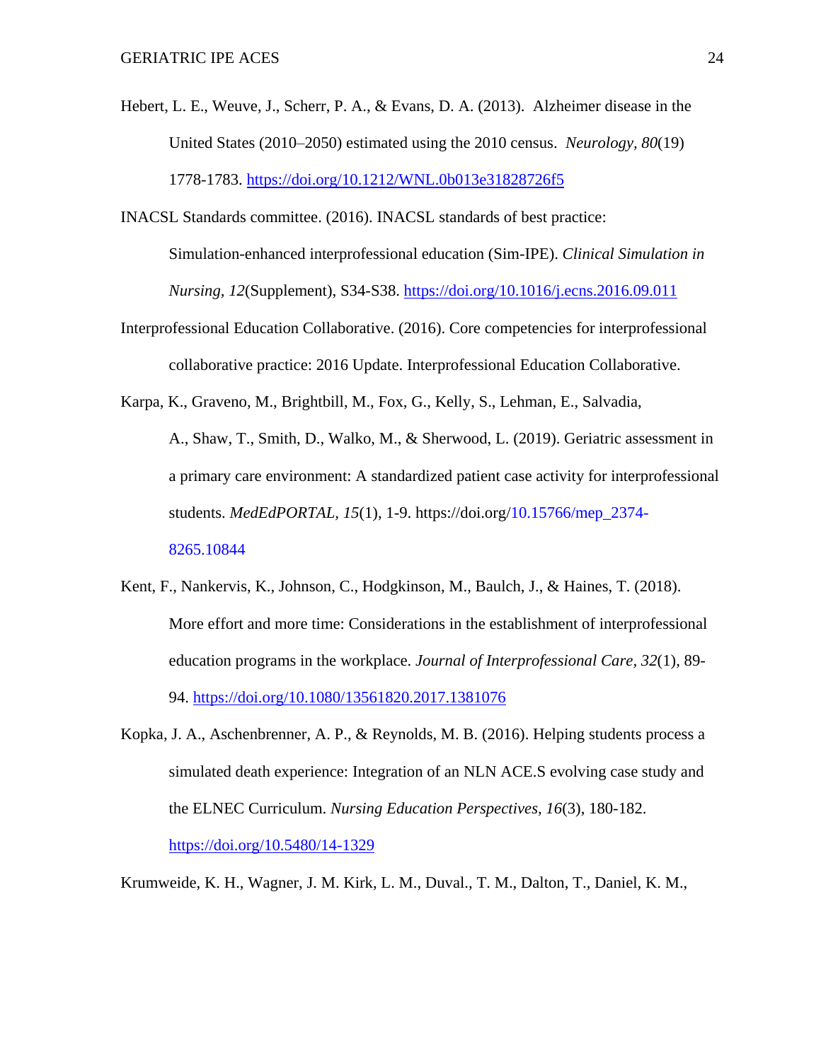Hebert, L. E., Weuve, J., Scherr, P. A., & Evans, D. A. (2013). Alzheimer disease in the United States (2010–2050) estimated using the 2010 census. *Neurology, 80*(19) 1778-1783. https://doi.org/10.1212/WNL.0b013e31828726f5

INACSL Standards committee. (2016). INACSL standards of best practice: Simulation-enhanced interprofessional education (Sim-IPE). *Clinical Simulation in Nursing, 12*(Supplement), S34-S38. https://doi.org/10.1016/j.ecns.2016.09.011

Interprofessional Education Collaborative. (2016). Core competencies for interprofessional collaborative practice: 2016 Update. Interprofessional Education Collaborative.

Karpa, K., Graveno, M., Brightbill, M., Fox, G., Kelly, S., Lehman, E., Salvadia, A., Shaw, T., Smith, D., Walko, M., & Sherwood, L. (2019). Geriatric assessment in a primary care environment: A standardized patient case activity for interprofessional students. *MedEdPORTAL, 15*(1), 1-9. https://doi.org/10.15766/mep_2374-8265.10844

Kent, F., Nankervis, K., Johnson, C., Hodgkinson, M., Baulch, J., & Haines, T. (2018). More effort and more time: Considerations in the establishment of interprofessional education programs in the workplace. *Journal of Interprofessional Care, 32*(1), 89-94. https://doi.org/10.1080/13561820.2017.1381076

Kopka, J. A., Aschenbrenner, A. P., & Reynolds, M. B. (2016). Helping students process a simulated death experience: Integration of an NLN ACE.S evolving case study and the ELNEC Curriculum. *Nursing Education Perspectives, 16*(3), 180-182. https://doi.org/10.5480/14-1329

Krumweide, K. H., Wagner, J. M. Kirk, L. M., Duval., T. M., Dalton, T., Daniel, K. M.,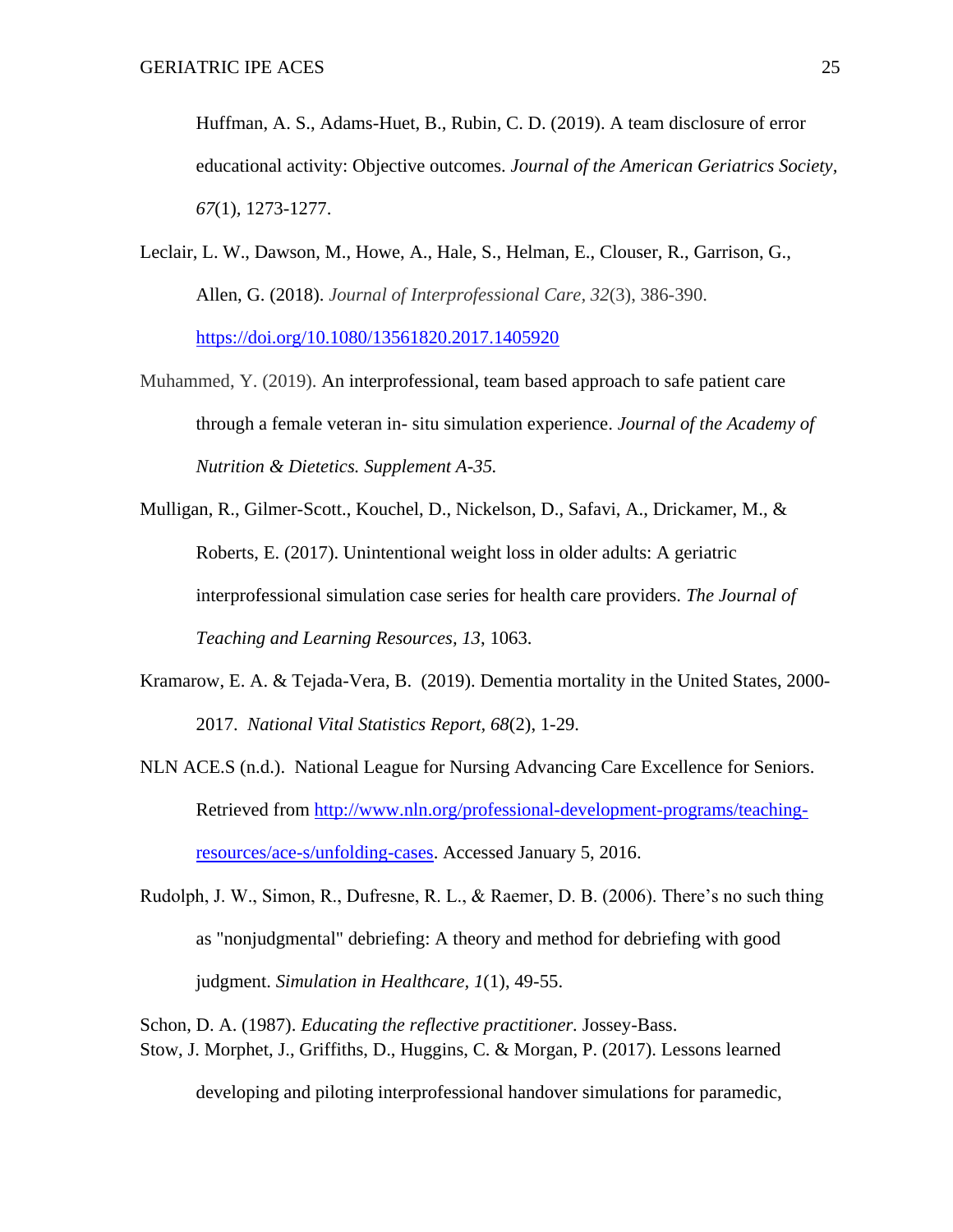Huffman, A. S., Adams-Huet, B., Rubin, C. D. (2019). A team disclosure of error educational activity: Objective outcomes. *Journal of the American Geriatrics Society, 67*(1), 1273-1277.

Leclair, L. W., Dawson, M., Howe, A., Hale, S., Helman, E., Clouser, R., Garrison, G., Allen, G. (2018). *Journal of Interprofessional Care, 32*(3), 386-390. https://doi.org/10.1080/13561820.2017.1405920

Muhammed, Y. (2019). An interprofessional, team based approach to safe patient care through a female veteran in- situ simulation experience. *Journal of the Academy of Nutrition & Dietetics. Supplement A-35.*

Mulligan, R., Gilmer-Scott., Kouchel, D., Nickelson, D., Safavi, A., Drickamer, M., & Roberts, E. (2017). Unintentional weight loss in older adults: A geriatric interprofessional simulation case series for health care providers. *The Journal of Teaching and Learning Resources, 13*, 1063.

Kramarow, E. A. & Tejada-Vera, B. (2019). Dementia mortality in the United States, 2000-2017. *National Vital Statistics Report, 68*(2), 1-29.

NLN ACE.S (n.d.). National League for Nursing Advancing Care Excellence for Seniors. Retrieved from http://www.nln.org/professional-development-programs/teaching-resources/ace-s/unfolding-cases. Accessed January 5, 2016.

Rudolph, J. W., Simon, R., Dufresne, R. L., & Raemer, D. B. (2006). There's no such thing as "nonjudgmental" debriefing: A theory and method for debriefing with good judgment. *Simulation in Healthcare, 1*(1), 49-55.

Schon, D. A. (1987). *Educating the reflective practitioner.* Jossey-Bass.

Stow, J. Morphet, J., Griffiths, D., Huggins, C. & Morgan, P. (2017). Lessons learned developing and piloting interprofessional handover simulations for paramedic,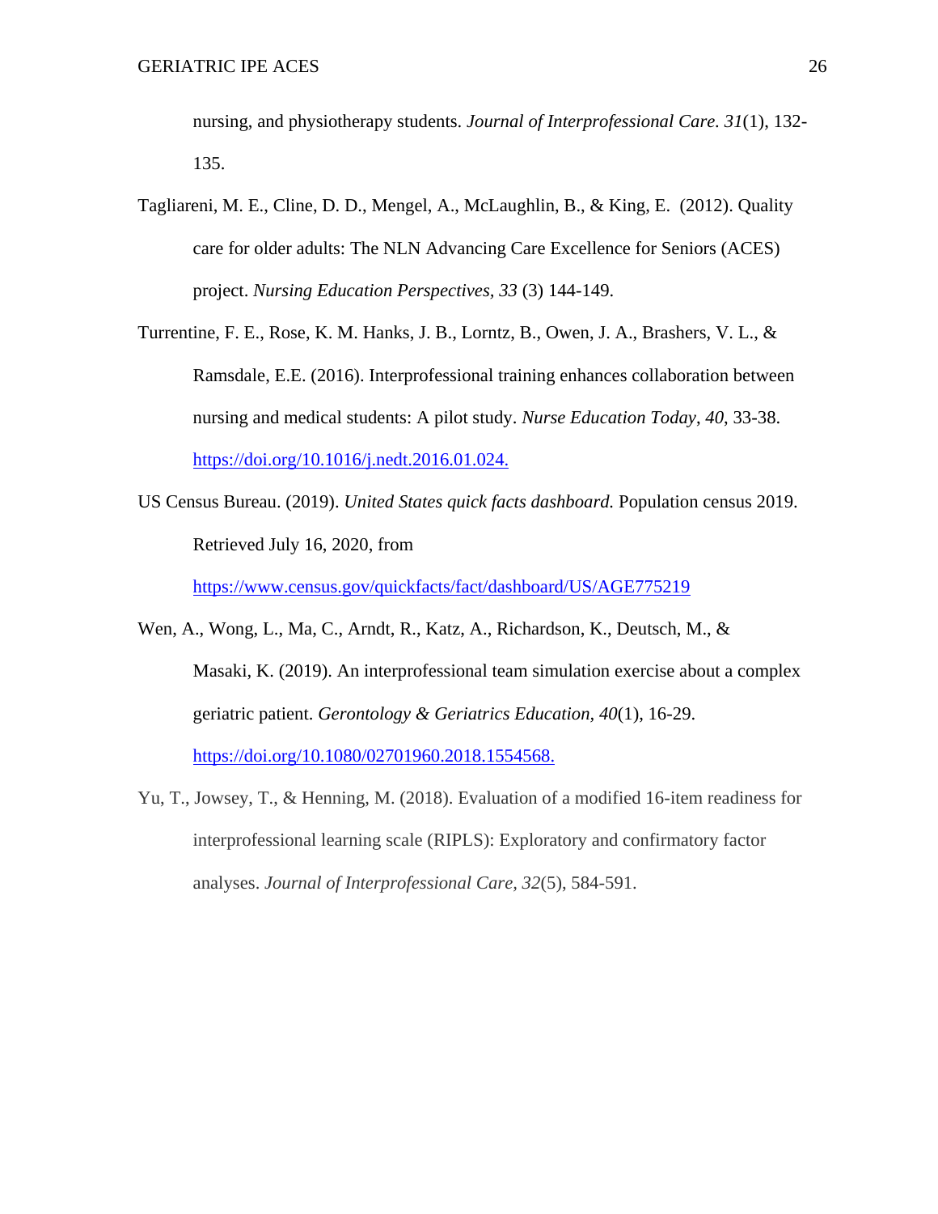nursing, and physiotherapy students. *Journal of Interprofessional Care. 31*(1), 132-135.

Tagliareni, M. E., Cline, D. D., Mengel, A., McLaughlin, B., & King, E.  (2012). Quality care for older adults: The NLN Advancing Care Excellence for Seniors (ACES) project. *Nursing Education Perspectives, 33* (3) 144-149.

Turrentine, F. E., Rose, K. M. Hanks, J. B., Lorntz, B., Owen, J. A., Brashers, V. L., & Ramsdale, E.E. (2016). Interprofessional training enhances collaboration between nursing and medical students: A pilot study. *Nurse Education Today*, *40*, 33-38. https://doi.org/10.1016/j.nedt.2016.01.024.

US Census Bureau. (2019). *United States quick facts dashboard.* Population census 2019. Retrieved July 16, 2020, from https://www.census.gov/quickfacts/fact/dashboard/US/AGE775219

Wen, A., Wong, L., Ma, C., Arndt, R., Katz, A., Richardson, K., Deutsch, M., & Masaki, K. (2019). An interprofessional team simulation exercise about a complex geriatric patient. *Gerontology & Geriatrics Education, 40*(1), 16-29. https://doi.org/10.1080/02701960.2018.1554568.

Yu, T., Jowsey, T., & Henning, M. (2018). Evaluation of a modified 16-item readiness for interprofessional learning scale (RIPLS): Exploratory and confirmatory factor analyses. *Journal of Interprofessional Care, 32*(5), 584-591.